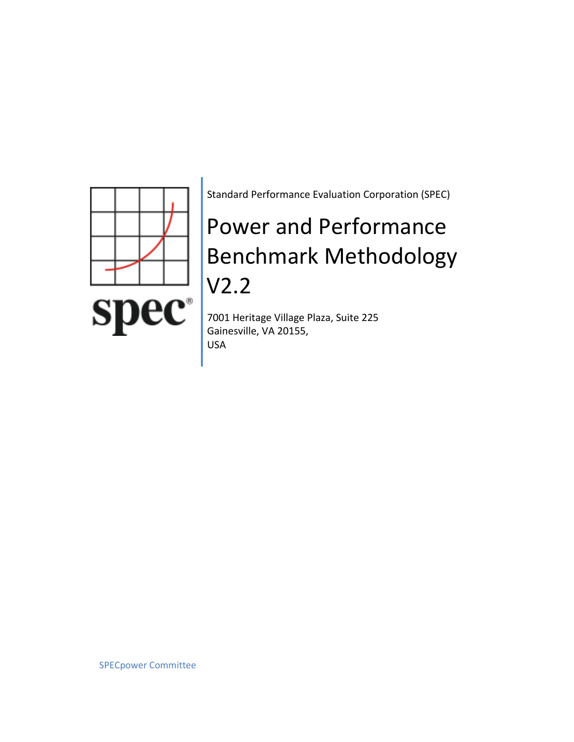Standard Performance Evaluation Corporation (SPEC)

# Power and Performance Benchmark Methodology V2.2

7001 Heritage Village Plaza, Suite 225
Gainesville, VA 20155,
USA

SPECpower Committee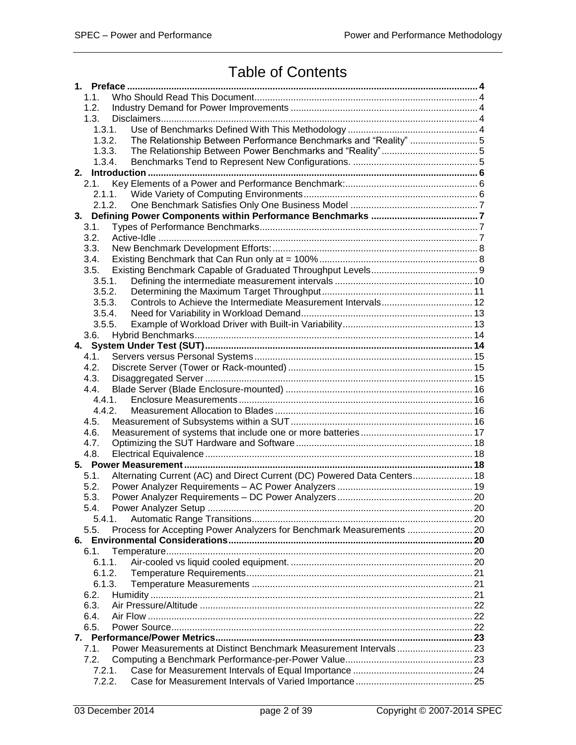# Table of Contents

- **1. Preface** ..... 4
  - 1.1. Who Should Read This Document ..... 4
  - 1.2. Industry Demand for Power Improvements ..... 4
  - 1.3. Disclaimers ..... 4
    - 1.3.1. Use of Benchmarks Defined With This Methodology ..... 4
    - 1.3.2. The Relationship Between Performance Benchmarks and "Reality" ..... 5
    - 1.3.3. The Relationship Between Power Benchmarks and "Reality" ..... 5
    - 1.3.4. Benchmarks Tend to Represent New Configurations. ..... 5
- **2. Introduction** ..... 6
  - 2.1. Key Elements of a Power and Performance Benchmark: ..... 6
    - 2.1.1. Wide Variety of Computing Environments ..... 6
    - 2.1.2. One Benchmark Satisfies Only One Business Model ..... 7
- **3. Defining Power Components within Performance Benchmarks** ..... 7
  - 3.1. Types of Performance Benchmarks ..... 7
  - 3.2. Active-Idle ..... 7
  - 3.3. New Benchmark Development Efforts: ..... 8
  - 3.4. Existing Benchmark that Can Run only at = 100% ..... 8
  - 3.5. Existing Benchmark Capable of Graduated Throughput Levels ..... 9
    - 3.5.1. Defining the intermediate measurement intervals ..... 10
    - 3.5.2. Determining the Maximum Target Throughput ..... 11
    - 3.5.3. Controls to Achieve the Intermediate Measurement Intervals ..... 12
    - 3.5.4. Need for Variability in Workload Demand ..... 13
    - 3.5.5. Example of Workload Driver with Built-in Variability ..... 13
  - 3.6. Hybrid Benchmarks ..... 14
- **4. System Under Test (SUT)** ..... 14
  - 4.1. Servers versus Personal Systems ..... 15
  - 4.2. Discrete Server (Tower or Rack-mounted) ..... 15
  - 4.3. Disaggregated Server ..... 15
  - 4.4. Blade Server (Blade Enclosure-mounted) ..... 16
    - 4.4.1. Enclosure Measurements ..... 16
    - 4.4.2. Measurement Allocation to Blades ..... 16
  - 4.5. Measurement of Subsystems within a SUT ..... 16
  - 4.6. Measurement of systems that include one or more batteries ..... 17
  - 4.7. Optimizing the SUT Hardware and Software ..... 18
  - 4.8. Electrical Equivalence ..... 18
- **5. Power Measurement** ..... 18
  - 5.1. Alternating Current (AC) and Direct Current (DC) Powered Data Centers ..... 18
  - 5.2. Power Analyzer Requirements – AC Power Analyzers ..... 19
  - 5.3. Power Analyzer Requirements – DC Power Analyzers ..... 20
  - 5.4. Power Analyzer Setup ..... 20
    - 5.4.1. Automatic Range Transitions ..... 20
  - 5.5. Process for Accepting Power Analyzers for Benchmark Measurements ..... 20
- **6. Environmental Considerations** ..... 20
  - 6.1. Temperature ..... 20
    - 6.1.1. Air-cooled vs liquid cooled equipment. ..... 20
    - 6.1.2. Temperature Requirements ..... 21
    - 6.1.3. Temperature Measurements ..... 21
  - 6.2. Humidity ..... 21
  - 6.3. Air Pressure/Altitude ..... 22
  - 6.4. Air Flow ..... 22
  - 6.5. Power Source ..... 22
- **7. Performance/Power Metrics** ..... 23
  - 7.1. Power Measurements at Distinct Benchmark Measurement Intervals ..... 23
  - 7.2. Computing a Benchmark Performance-per-Power Value ..... 23
    - 7.2.1. Case for Measurement Intervals of Equal Importance ..... 24
    - 7.2.2. Case for Measurement Intervals of Varied Importance ..... 25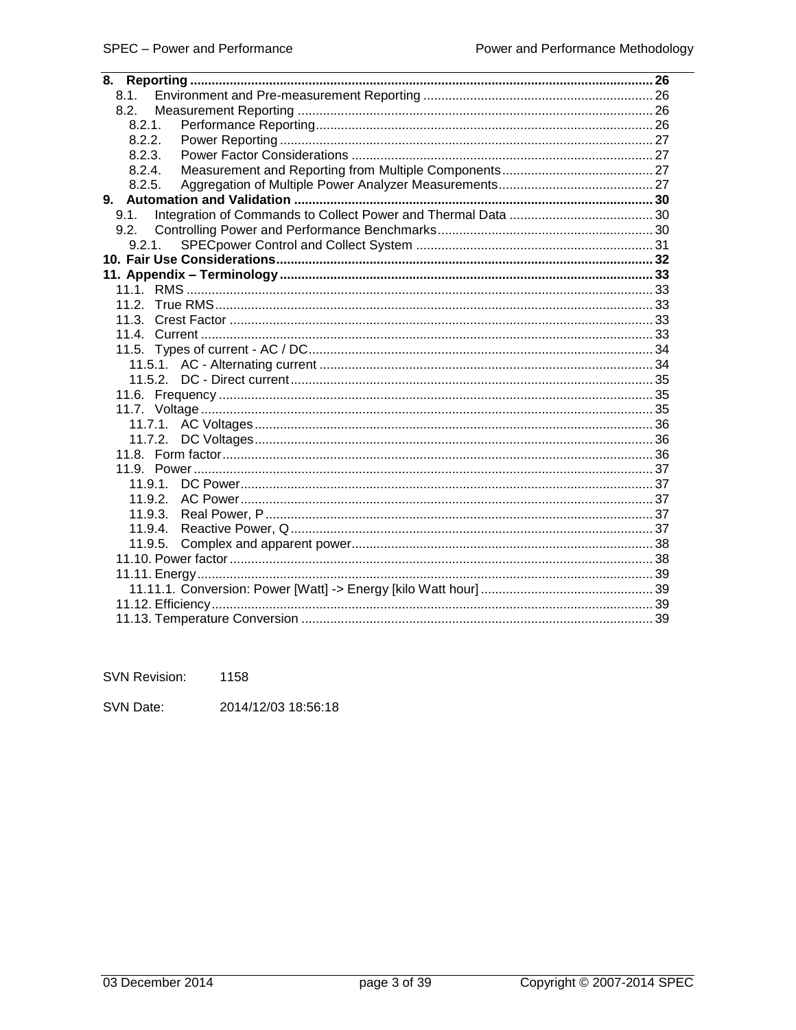8. Reporting ........................................................................................................................ 26
    8.1. Environment and Pre-measurement Reporting ............................................................ 26
    8.2. Measurement Reporting .................................................................................................. 26
        8.2.1. Performance Reporting ............................................................................................ 26
        8.2.2. Power Reporting ....................................................................................................... 27
        8.2.3. Power Factor Considerations .................................................................................. 27
        8.2.4. Measurement and Reporting from Multiple Components ........................................ 27
        8.2.5. Aggregation of Multiple Power Analyzer Measurements ......................................... 27
9. Automation and Validation ................................................................................................. 30
    9.1. Integration of Commands to Collect Power and Thermal Data ...................................... 30
    9.2. Controlling Power and Performance Benchmarks .......................................................... 30
        9.2.1. SPECpower Control and Collect System ................................................................ 31
10. Fair Use Considerations .................................................................................................... 32
11. Appendix – Terminology .................................................................................................... 33
    11.1. RMS ............................................................................................................................... 33
    11.2. True RMS ....................................................................................................................... 33
    11.3. Crest Factor ................................................................................................................... 33
    11.4. Current ........................................................................................................................... 33
    11.5. Types of current - AC / DC ............................................................................................. 34
        11.5.1. AC - Alternating current ........................................................................................... 34
        11.5.2. DC - Direct current ................................................................................................... 35
    11.6. Frequency ...................................................................................................................... 35
    11.7. Voltage ........................................................................................................................... 35
        11.7.1. AC Voltages ............................................................................................................. 36
        11.7.2. DC Voltages ............................................................................................................. 36
    11.8. Form factor ..................................................................................................................... 36
    11.9. Power ............................................................................................................................. 37
        11.9.1. DC Power ................................................................................................................. 37
        11.9.2. AC Power ................................................................................................................. 37
        11.9.3. Real Power, P .......................................................................................................... 37
        11.9.4. Reactive Power, Q ................................................................................................... 37
        11.9.5. Complex and apparent power .................................................................................. 38
    11.10. Power factor ................................................................................................................. 38
    11.11. Energy .......................................................................................................................... 39
        11.11.1. Conversion: Power [Watt] -> Energy [kilo Watt hour] ............................................ 39
    11.12. Efficiency ...................................................................................................................... 39
    11.13. Temperature Conversion .............................................................................................. 39

SVN Revision: 1158

SVN Date: 2014/12/03 18:56:18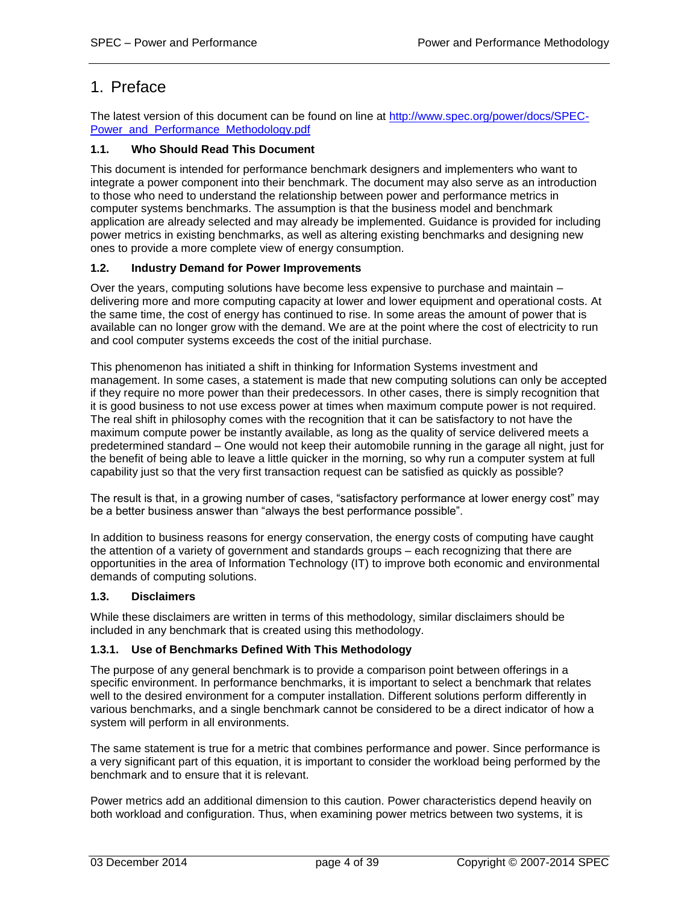# 1. Preface

The latest version of this document can be found on line at [http://www.spec.org/power/docs/SPEC-Power_and_Performance_Methodology.pdf](http://www.spec.org/power/docs/SPEC-Power_and_Performance_Methodology.pdf)

### 1.1. Who Should Read This Document

This document is intended for performance benchmark designers and implementers who want to integrate a power component into their benchmark. The document may also serve as an introduction to those who need to understand the relationship between power and performance metrics in computer systems benchmarks. The assumption is that the business model and benchmark application are already selected and may already be implemented. Guidance is provided for including power metrics in existing benchmarks, as well as altering existing benchmarks and designing new ones to provide a more complete view of energy consumption.

### 1.2. Industry Demand for Power Improvements

Over the years, computing solutions have become less expensive to purchase and maintain – delivering more and more computing capacity at lower and lower equipment and operational costs. At the same time, the cost of energy has continued to rise. In some areas the amount of power that is available can no longer grow with the demand. We are at the point where the cost of electricity to run and cool computer systems exceeds the cost of the initial purchase.

This phenomenon has initiated a shift in thinking for Information Systems investment and management. In some cases, a statement is made that new computing solutions can only be accepted if they require no more power than their predecessors. In other cases, there is simply recognition that it is good business to not use excess power at times when maximum compute power is not required. The real shift in philosophy comes with the recognition that it can be satisfactory to not have the maximum compute power be instantly available, as long as the quality of service delivered meets a predetermined standard – One would not keep their automobile running in the garage all night, just for the benefit of being able to leave a little quicker in the morning, so why run a computer system at full capability just so that the very first transaction request can be satisfied as quickly as possible?

The result is that, in a growing number of cases, "satisfactory performance at lower energy cost" may be a better business answer than "always the best performance possible".

In addition to business reasons for energy conservation, the energy costs of computing have caught the attention of a variety of government and standards groups – each recognizing that there are opportunities in the area of Information Technology (IT) to improve both economic and environmental demands of computing solutions.

### 1.3. Disclaimers

While these disclaimers are written in terms of this methodology, similar disclaimers should be included in any benchmark that is created using this methodology.

#### 1.3.1. Use of Benchmarks Defined With This Methodology

The purpose of any general benchmark is to provide a comparison point between offerings in a specific environment. In performance benchmarks, it is important to select a benchmark that relates well to the desired environment for a computer installation. Different solutions perform differently in various benchmarks, and a single benchmark cannot be considered to be a direct indicator of how a system will perform in all environments.

The same statement is true for a metric that combines performance and power. Since performance is a very significant part of this equation, it is important to consider the workload being performed by the benchmark and to ensure that it is relevant.

Power metrics add an additional dimension to this caution. Power characteristics depend heavily on both workload and configuration. Thus, when examining power metrics between two systems, it is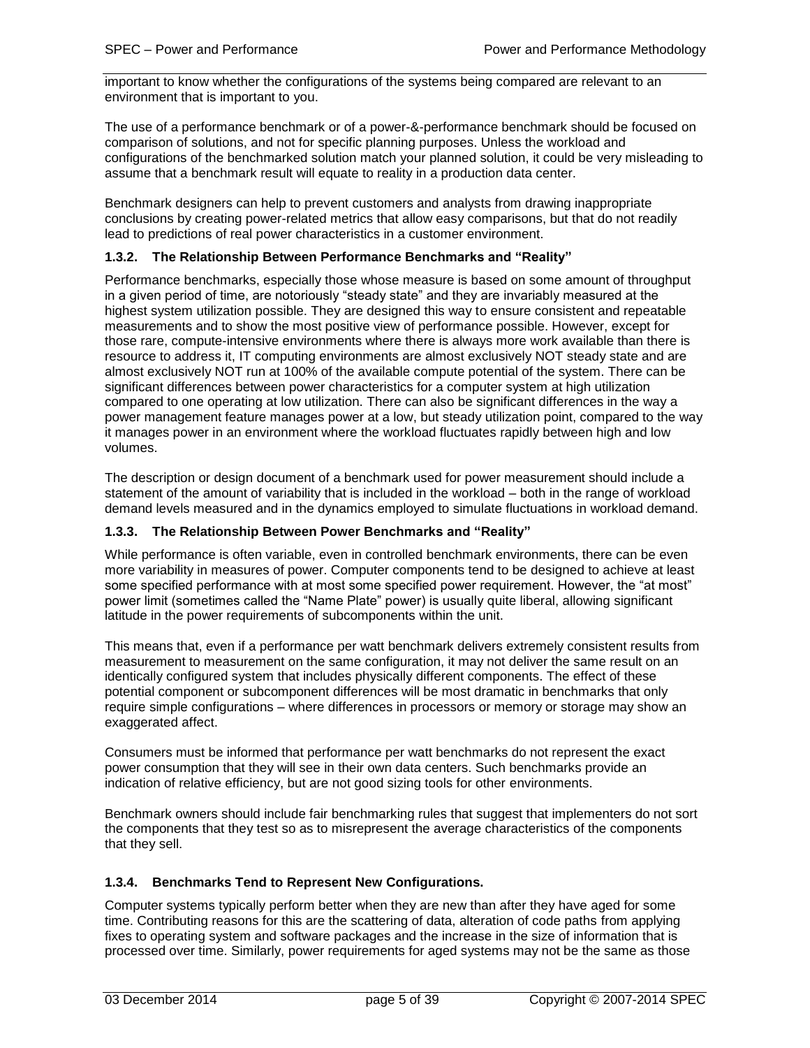important to know whether the configurations of the systems being compared are relevant to an environment that is important to you.

The use of a performance benchmark or of a power-&-performance benchmark should be focused on comparison of solutions, and not for specific planning purposes. Unless the workload and configurations of the benchmarked solution match your planned solution, it could be very misleading to assume that a benchmark result will equate to reality in a production data center.

Benchmark designers can help to prevent customers and analysts from drawing inappropriate conclusions by creating power-related metrics that allow easy comparisons, but that do not readily lead to predictions of real power characteristics in a customer environment.

### 1.3.2. The Relationship Between Performance Benchmarks and "Reality"

Performance benchmarks, especially those whose measure is based on some amount of throughput in a given period of time, are notoriously "steady state" and they are invariably measured at the highest system utilization possible. They are designed this way to ensure consistent and repeatable measurements and to show the most positive view of performance possible. However, except for those rare, compute-intensive environments where there is always more work available than there is resource to address it, IT computing environments are almost exclusively NOT steady state and are almost exclusively NOT run at 100% of the available compute potential of the system. There can be significant differences between power characteristics for a computer system at high utilization compared to one operating at low utilization. There can also be significant differences in the way a power management feature manages power at a low, but steady utilization point, compared to the way it manages power in an environment where the workload fluctuates rapidly between high and low volumes.

The description or design document of a benchmark used for power measurement should include a statement of the amount of variability that is included in the workload – both in the range of workload demand levels measured and in the dynamics employed to simulate fluctuations in workload demand.

### 1.3.3. The Relationship Between Power Benchmarks and "Reality"

While performance is often variable, even in controlled benchmark environments, there can be even more variability in measures of power. Computer components tend to be designed to achieve at least some specified performance with at most some specified power requirement. However, the "at most" power limit (sometimes called the "Name Plate" power) is usually quite liberal, allowing significant latitude in the power requirements of subcomponents within the unit.

This means that, even if a performance per watt benchmark delivers extremely consistent results from measurement to measurement on the same configuration, it may not deliver the same result on an identically configured system that includes physically different components. The effect of these potential component or subcomponent differences will be most dramatic in benchmarks that only require simple configurations – where differences in processors or memory or storage may show an exaggerated affect.

Consumers must be informed that performance per watt benchmarks do not represent the exact power consumption that they will see in their own data centers. Such benchmarks provide an indication of relative efficiency, but are not good sizing tools for other environments.

Benchmark owners should include fair benchmarking rules that suggest that implementers do not sort the components that they test so as to misrepresent the average characteristics of the components that they sell.

### 1.3.4. Benchmarks Tend to Represent New Configurations.

Computer systems typically perform better when they are new than after they have aged for some time. Contributing reasons for this are the scattering of data, alteration of code paths from applying fixes to operating system and software packages and the increase in the size of information that is processed over time. Similarly, power requirements for aged systems may not be the same as those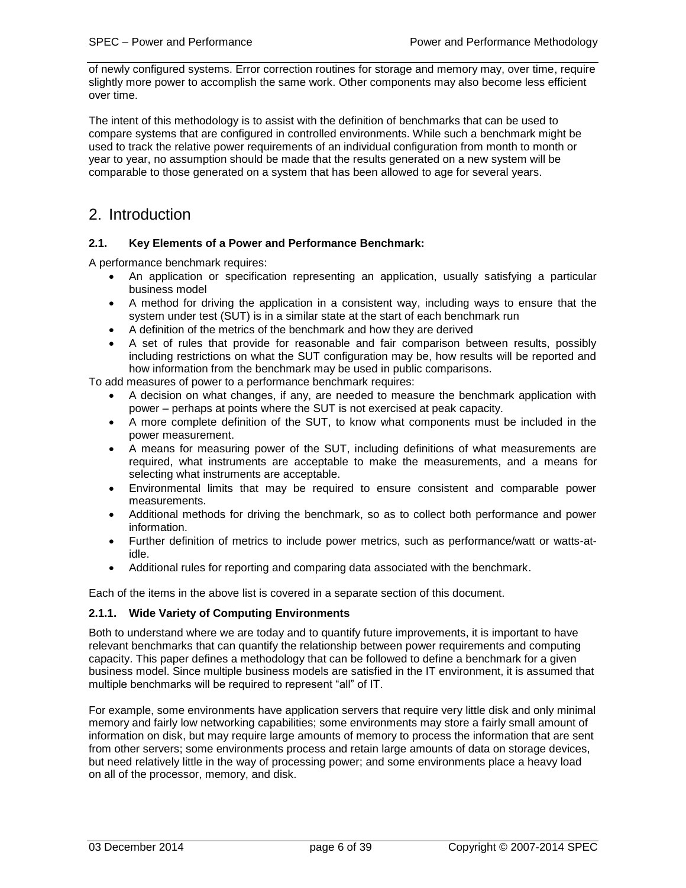of newly configured systems. Error correction routines for storage and memory may, over time, require slightly more power to accomplish the same work. Other components may also become less efficient over time.

The intent of this methodology is to assist with the definition of benchmarks that can be used to compare systems that are configured in controlled environments. While such a benchmark might be used to track the relative power requirements of an individual configuration from month to month or year to year, no assumption should be made that the results generated on a new system will be comparable to those generated on a system that has been allowed to age for several years.

# 2. Introduction

### 2.1. Key Elements of a Power and Performance Benchmark:

A performance benchmark requires:

- An application or specification representing an application, usually satisfying a particular business model
- A method for driving the application in a consistent way, including ways to ensure that the system under test (SUT) is in a similar state at the start of each benchmark run
- A definition of the metrics of the benchmark and how they are derived
- A set of rules that provide for reasonable and fair comparison between results, possibly including restrictions on what the SUT configuration may be, how results will be reported and how information from the benchmark may be used in public comparisons.

To add measures of power to a performance benchmark requires:

- A decision on what changes, if any, are needed to measure the benchmark application with power – perhaps at points where the SUT is not exercised at peak capacity.
- A more complete definition of the SUT, to know what components must be included in the power measurement.
- A means for measuring power of the SUT, including definitions of what measurements are required, what instruments are acceptable to make the measurements, and a means for selecting what instruments are acceptable.
- Environmental limits that may be required to ensure consistent and comparable power measurements.
- Additional methods for driving the benchmark, so as to collect both performance and power information.
- Further definition of metrics to include power metrics, such as performance/watt or watts-at-idle.
- Additional rules for reporting and comparing data associated with the benchmark.

Each of the items in the above list is covered in a separate section of this document.

#### 2.1.1. Wide Variety of Computing Environments

Both to understand where we are today and to quantify future improvements, it is important to have relevant benchmarks that can quantify the relationship between power requirements and computing capacity. This paper defines a methodology that can be followed to define a benchmark for a given business model. Since multiple business models are satisfied in the IT environment, it is assumed that multiple benchmarks will be required to represent "all" of IT.

For example, some environments have application servers that require very little disk and only minimal memory and fairly low networking capabilities; some environments may store a fairly small amount of information on disk, but may require large amounts of memory to process the information that are sent from other servers; some environments process and retain large amounts of data on storage devices, but need relatively little in the way of processing power; and some environments place a heavy load on all of the processor, memory, and disk.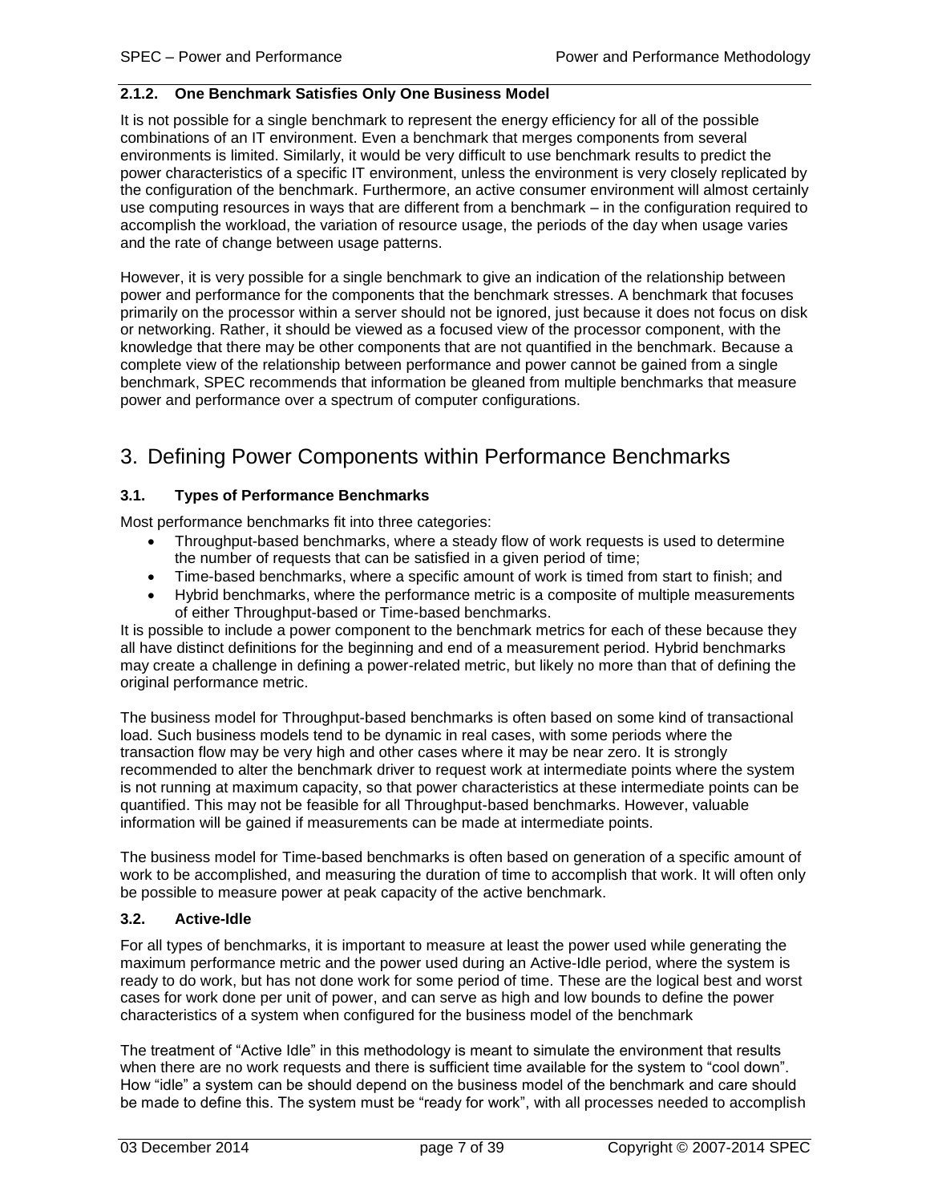### 2.1.2. One Benchmark Satisfies Only One Business Model

It is not possible for a single benchmark to represent the energy efficiency for all of the possible combinations of an IT environment. Even a benchmark that merges components from several environments is limited. Similarly, it would be very difficult to use benchmark results to predict the power characteristics of a specific IT environment, unless the environment is very closely replicated by the configuration of the benchmark. Furthermore, an active consumer environment will almost certainly use computing resources in ways that are different from a benchmark – in the configuration required to accomplish the workload, the variation of resource usage, the periods of the day when usage varies and the rate of change between usage patterns.

However, it is very possible for a single benchmark to give an indication of the relationship between power and performance for the components that the benchmark stresses. A benchmark that focuses primarily on the processor within a server should not be ignored, just because it does not focus on disk or networking. Rather, it should be viewed as a focused view of the processor component, with the knowledge that there may be other components that are not quantified in the benchmark. Because a complete view of the relationship between performance and power cannot be gained from a single benchmark, SPEC recommends that information be gleaned from multiple benchmarks that measure power and performance over a spectrum of computer configurations.

# 3. Defining Power Components within Performance Benchmarks

### 3.1. Types of Performance Benchmarks

Most performance benchmarks fit into three categories:

- Throughput-based benchmarks, where a steady flow of work requests is used to determine the number of requests that can be satisfied in a given period of time;
- Time-based benchmarks, where a specific amount of work is timed from start to finish; and
- Hybrid benchmarks, where the performance metric is a composite of multiple measurements of either Throughput-based or Time-based benchmarks.

It is possible to include a power component to the benchmark metrics for each of these because they all have distinct definitions for the beginning and end of a measurement period. Hybrid benchmarks may create a challenge in defining a power-related metric, but likely no more than that of defining the original performance metric.

The business model for Throughput-based benchmarks is often based on some kind of transactional load. Such business models tend to be dynamic in real cases, with some periods where the transaction flow may be very high and other cases where it may be near zero. It is strongly recommended to alter the benchmark driver to request work at intermediate points where the system is not running at maximum capacity, so that power characteristics at these intermediate points can be quantified. This may not be feasible for all Throughput-based benchmarks. However, valuable information will be gained if measurements can be made at intermediate points.

The business model for Time-based benchmarks is often based on generation of a specific amount of work to be accomplished, and measuring the duration of time to accomplish that work. It will often only be possible to measure power at peak capacity of the active benchmark.

### 3.2. Active-Idle

For all types of benchmarks, it is important to measure at least the power used while generating the maximum performance metric and the power used during an Active-Idle period, where the system is ready to do work, but has not done work for some period of time. These are the logical best and worst cases for work done per unit of power, and can serve as high and low bounds to define the power characteristics of a system when configured for the business model of the benchmark

The treatment of "Active Idle" in this methodology is meant to simulate the environment that results when there are no work requests and there is sufficient time available for the system to "cool down". How "idle" a system can be should depend on the business model of the benchmark and care should be made to define this. The system must be "ready for work", with all processes needed to accomplish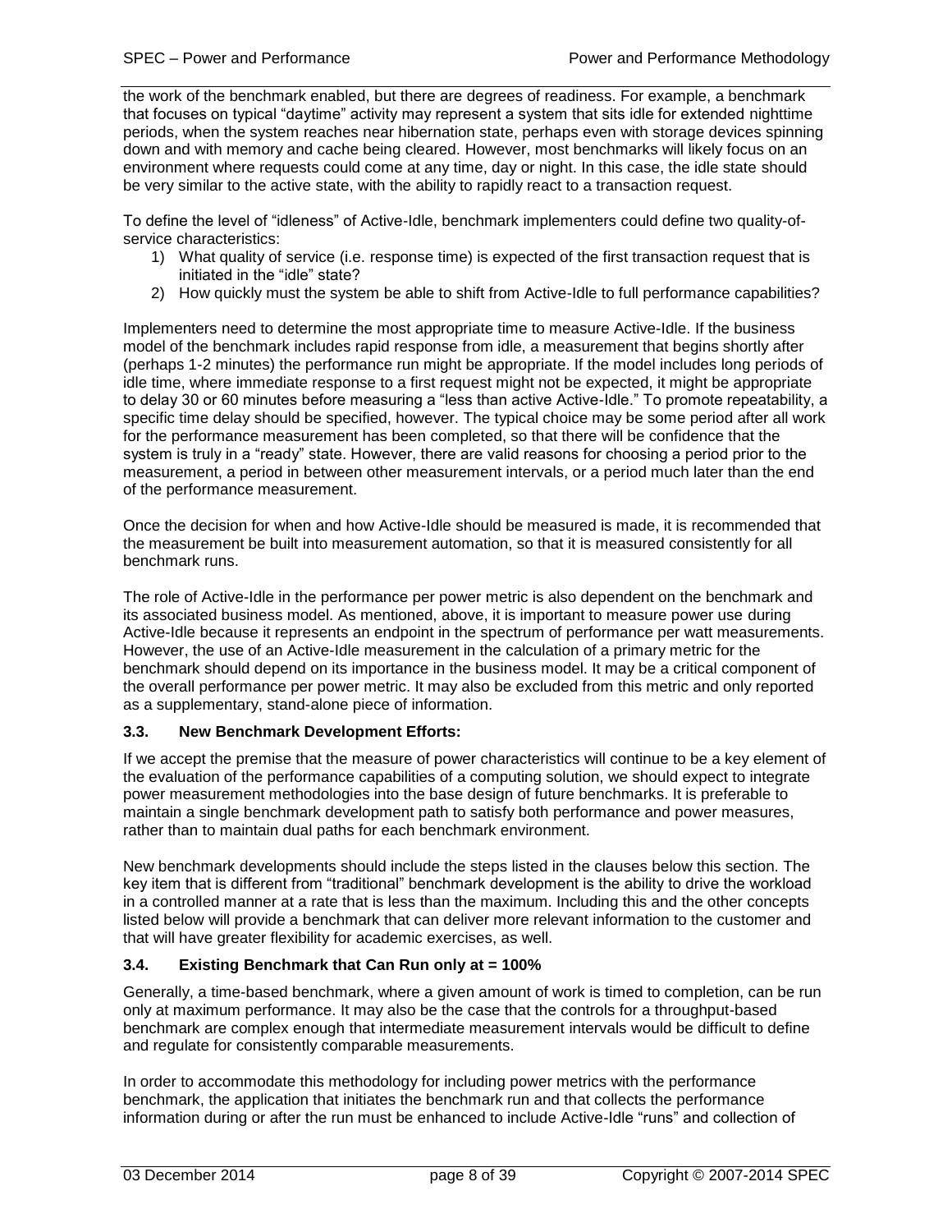the work of the benchmark enabled, but there are degrees of readiness. For example, a benchmark that focuses on typical "daytime" activity may represent a system that sits idle for extended nighttime periods, when the system reaches near hibernation state, perhaps even with storage devices spinning down and with memory and cache being cleared. However, most benchmarks will likely focus on an environment where requests could come at any time, day or night. In this case, the idle state should be very similar to the active state, with the ability to rapidly react to a transaction request.

To define the level of "idleness" of Active-Idle, benchmark implementers could define two quality-of-service characteristics:

1) What quality of service (i.e. response time) is expected of the first transaction request that is initiated in the "idle" state?
2) How quickly must the system be able to shift from Active-Idle to full performance capabilities?

Implementers need to determine the most appropriate time to measure Active-Idle. If the business model of the benchmark includes rapid response from idle, a measurement that begins shortly after (perhaps 1-2 minutes) the performance run might be appropriate. If the model includes long periods of idle time, where immediate response to a first request might not be expected, it might be appropriate to delay 30 or 60 minutes before measuring a "less than active Active-Idle." To promote repeatability, a specific time delay should be specified, however. The typical choice may be some period after all work for the performance measurement has been completed, so that there will be confidence that the system is truly in a "ready" state. However, there are valid reasons for choosing a period prior to the measurement, a period in between other measurement intervals, or a period much later than the end of the performance measurement.

Once the decision for when and how Active-Idle should be measured is made, it is recommended that the measurement be built into measurement automation, so that it is measured consistently for all benchmark runs.

The role of Active-Idle in the performance per power metric is also dependent on the benchmark and its associated business model. As mentioned, above, it is important to measure power use during Active-Idle because it represents an endpoint in the spectrum of performance per watt measurements. However, the use of an Active-Idle measurement in the calculation of a primary metric for the benchmark should depend on its importance in the business model. It may be a critical component of the overall performance per power metric. It may also be excluded from this metric and only reported as a supplementary, stand-alone piece of information.

### 3.3. New Benchmark Development Efforts:

If we accept the premise that the measure of power characteristics will continue to be a key element of the evaluation of the performance capabilities of a computing solution, we should expect to integrate power measurement methodologies into the base design of future benchmarks. It is preferable to maintain a single benchmark development path to satisfy both performance and power measures, rather than to maintain dual paths for each benchmark environment.

New benchmark developments should include the steps listed in the clauses below this section. The key item that is different from "traditional" benchmark development is the ability to drive the workload in a controlled manner at a rate that is less than the maximum. Including this and the other concepts listed below will provide a benchmark that can deliver more relevant information to the customer and that will have greater flexibility for academic exercises, as well.

### 3.4. Existing Benchmark that Can Run only at = 100%

Generally, a time-based benchmark, where a given amount of work is timed to completion, can be run only at maximum performance. It may also be the case that the controls for a throughput-based benchmark are complex enough that intermediate measurement intervals would be difficult to define and regulate for consistently comparable measurements.

In order to accommodate this methodology for including power metrics with the performance benchmark, the application that initiates the benchmark run and that collects the performance information during or after the run must be enhanced to include Active-Idle "runs" and collection of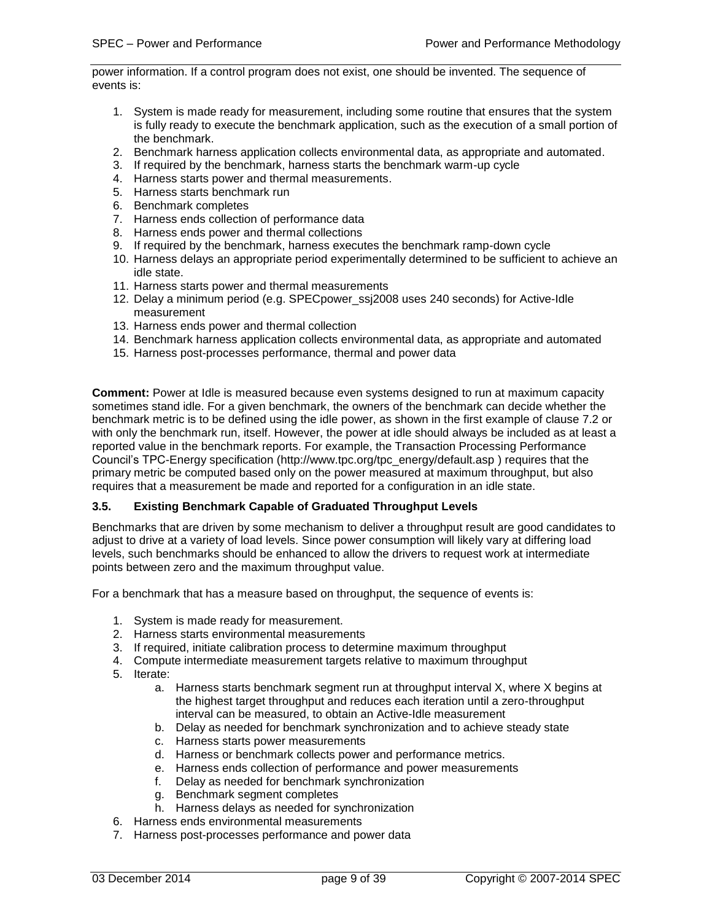power information. If a control program does not exist, one should be invented. The sequence of events is:

1. System is made ready for measurement, including some routine that ensures that the system is fully ready to execute the benchmark application, such as the execution of a small portion of the benchmark.
2. Benchmark harness application collects environmental data, as appropriate and automated.
3. If required by the benchmark, harness starts the benchmark warm-up cycle
4. Harness starts power and thermal measurements.
5. Harness starts benchmark run
6. Benchmark completes
7. Harness ends collection of performance data
8. Harness ends power and thermal collections
9. If required by the benchmark, harness executes the benchmark ramp-down cycle
10. Harness delays an appropriate period experimentally determined to be sufficient to achieve an idle state.
11. Harness starts power and thermal measurements
12. Delay a minimum period (e.g. SPECpower_ssj2008 uses 240 seconds) for Active-Idle measurement
13. Harness ends power and thermal collection
14. Benchmark harness application collects environmental data, as appropriate and automated
15. Harness post-processes performance, thermal and power data

**Comment:** Power at Idle is measured because even systems designed to run at maximum capacity sometimes stand idle. For a given benchmark, the owners of the benchmark can decide whether the benchmark metric is to be defined using the idle power, as shown in the first example of clause 7.2 or with only the benchmark run, itself. However, the power at idle should always be included as at least a reported value in the benchmark reports. For example, the Transaction Processing Performance Council's TPC-Energy specification (http://www.tpc.org/tpc_energy/default.asp ) requires that the primary metric be computed based only on the power measured at maximum throughput, but also requires that a measurement be made and reported for a configuration in an idle state.

### 3.5. Existing Benchmark Capable of Graduated Throughput Levels

Benchmarks that are driven by some mechanism to deliver a throughput result are good candidates to adjust to drive at a variety of load levels. Since power consumption will likely vary at differing load levels, such benchmarks should be enhanced to allow the drivers to request work at intermediate points between zero and the maximum throughput value.

For a benchmark that has a measure based on throughput, the sequence of events is:

1. System is made ready for measurement.
2. Harness starts environmental measurements
3. If required, initiate calibration process to determine maximum throughput
4. Compute intermediate measurement targets relative to maximum throughput
5. Iterate:
    a. Harness starts benchmark segment run at throughput interval X, where X begins at the highest target throughput and reduces each iteration until a zero-throughput interval can be measured, to obtain an Active-Idle measurement
    b. Delay as needed for benchmark synchronization and to achieve steady state
    c. Harness starts power measurements
    d. Harness or benchmark collects power and performance metrics.
    e. Harness ends collection of performance and power measurements
    f. Delay as needed for benchmark synchronization
    g. Benchmark segment completes
    h. Harness delays as needed for synchronization
6. Harness ends environmental measurements
7. Harness post-processes performance and power data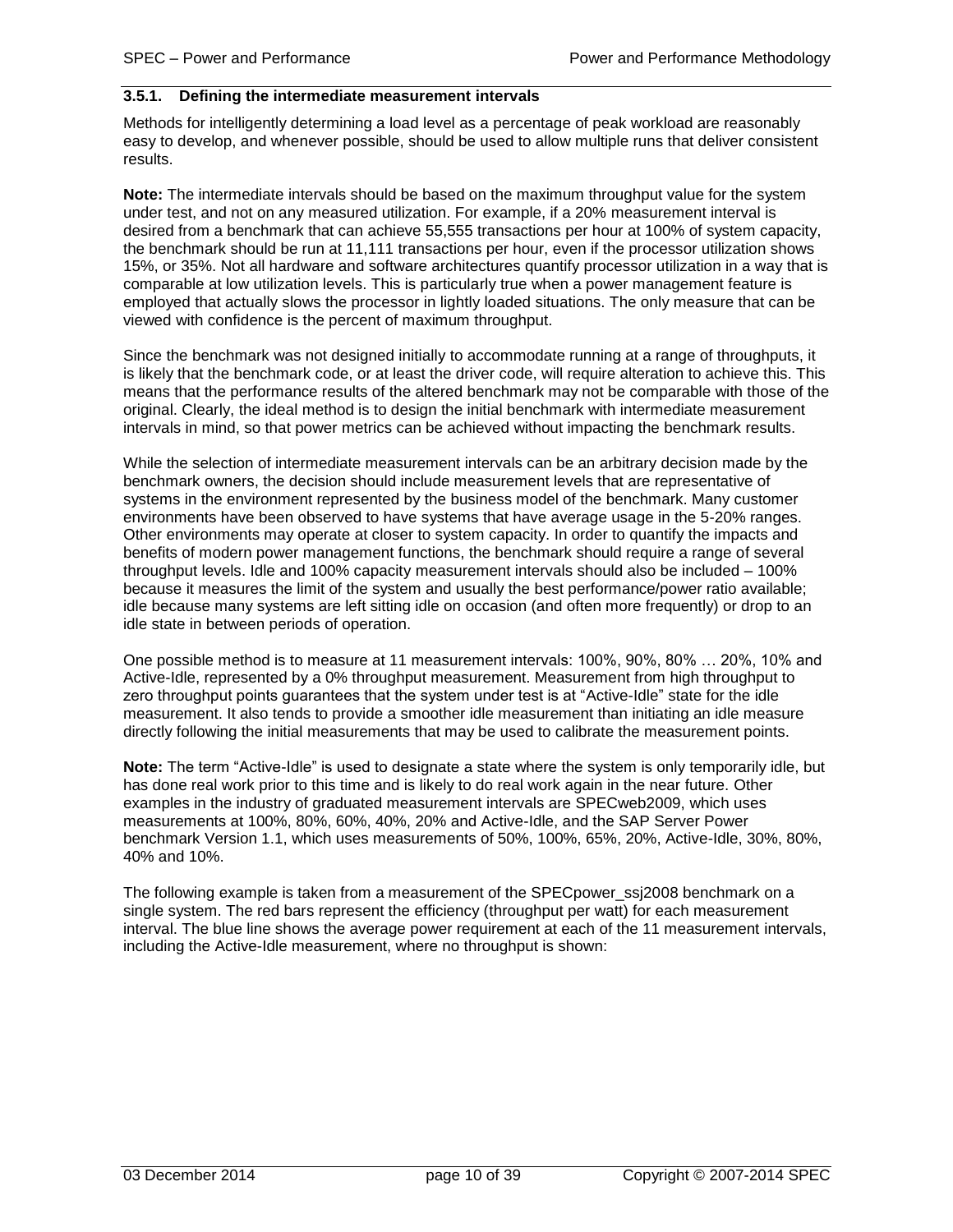### 3.5.1. Defining the intermediate measurement intervals

Methods for intelligently determining a load level as a percentage of peak workload are reasonably easy to develop, and whenever possible, should be used to allow multiple runs that deliver consistent results.

**Note:** The intermediate intervals should be based on the maximum throughput value for the system under test, and not on any measured utilization. For example, if a 20% measurement interval is desired from a benchmark that can achieve 55,555 transactions per hour at 100% of system capacity, the benchmark should be run at 11,111 transactions per hour, even if the processor utilization shows 15%, or 35%. Not all hardware and software architectures quantify processor utilization in a way that is comparable at low utilization levels. This is particularly true when a power management feature is employed that actually slows the processor in lightly loaded situations. The only measure that can be viewed with confidence is the percent of maximum throughput.

Since the benchmark was not designed initially to accommodate running at a range of throughputs, it is likely that the benchmark code, or at least the driver code, will require alteration to achieve this. This means that the performance results of the altered benchmark may not be comparable with those of the original. Clearly, the ideal method is to design the initial benchmark with intermediate measurement intervals in mind, so that power metrics can be achieved without impacting the benchmark results.

While the selection of intermediate measurement intervals can be an arbitrary decision made by the benchmark owners, the decision should include measurement levels that are representative of systems in the environment represented by the business model of the benchmark. Many customer environments have been observed to have systems that have average usage in the 5-20% ranges. Other environments may operate at closer to system capacity. In order to quantify the impacts and benefits of modern power management functions, the benchmark should require a range of several throughput levels. Idle and 100% capacity measurement intervals should also be included – 100% because it measures the limit of the system and usually the best performance/power ratio available; idle because many systems are left sitting idle on occasion (and often more frequently) or drop to an idle state in between periods of operation.

One possible method is to measure at 11 measurement intervals: 100%, 90%, 80% … 20%, 10% and Active-Idle, represented by a 0% throughput measurement. Measurement from high throughput to zero throughput points guarantees that the system under test is at "Active-Idle" state for the idle measurement. It also tends to provide a smoother idle measurement than initiating an idle measure directly following the initial measurements that may be used to calibrate the measurement points.

**Note:** The term "Active-Idle" is used to designate a state where the system is only temporarily idle, but has done real work prior to this time and is likely to do real work again in the near future. Other examples in the industry of graduated measurement intervals are SPECweb2009, which uses measurements at 100%, 80%, 60%, 40%, 20% and Active-Idle, and the SAP Server Power benchmark Version 1.1, which uses measurements of 50%, 100%, 65%, 20%, Active-Idle, 30%, 80%, 40% and 10%.

The following example is taken from a measurement of the SPECpower_ssj2008 benchmark on a single system. The red bars represent the efficiency (throughput per watt) for each measurement interval. The blue line shows the average power requirement at each of the 11 measurement intervals, including the Active-Idle measurement, where no throughput is shown: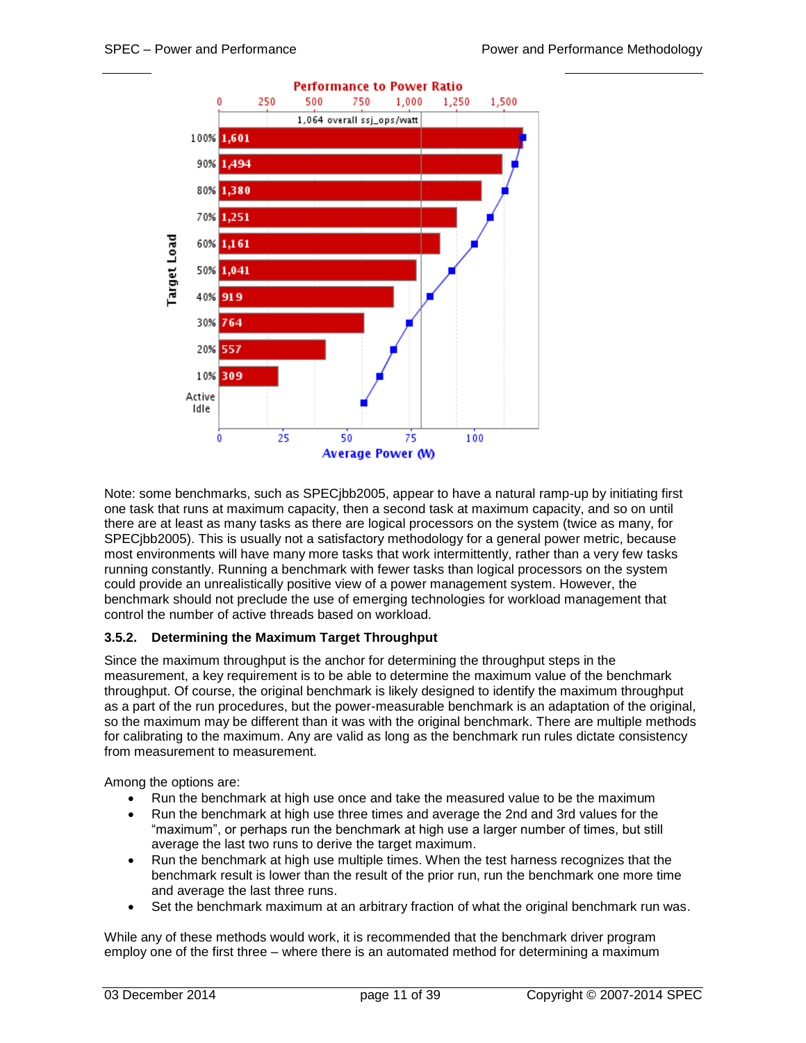Note: some benchmarks, such as SPECjbb2005, appear to have a natural ramp-up by initiating first one task that runs at maximum capacity, then a second task at maximum capacity, and so on until there are at least as many tasks as there are logical processors on the system (twice as many, for SPECjbb2005). This is usually not a satisfactory methodology for a general power metric, because most environments will have many more tasks that work intermittently, rather than a very few tasks running constantly. Running a benchmark with fewer tasks than logical processors on the system could provide an unrealistically positive view of a power management system. However, the benchmark should not preclude the use of emerging technologies for workload management that control the number of active threads based on workload.

### 3.5.2. Determining the Maximum Target Throughput

Since the maximum throughput is the anchor for determining the throughput steps in the measurement, a key requirement is to be able to determine the maximum value of the benchmark throughput. Of course, the original benchmark is likely designed to identify the maximum throughput as a part of the run procedures, but the power-measurable benchmark is an adaptation of the original, so the maximum may be different than it was with the original benchmark. There are multiple methods for calibrating to the maximum. Any are valid as long as the benchmark run rules dictate consistency from measurement to measurement.

Among the options are:

- Run the benchmark at high use once and take the measured value to be the maximum
- Run the benchmark at high use three times and average the 2nd and 3rd values for the "maximum", or perhaps run the benchmark at high use a larger number of times, but still average the last two runs to derive the target maximum.
- Run the benchmark at high use multiple times. When the test harness recognizes that the benchmark result is lower than the result of the prior run, run the benchmark one more time and average the last three runs.
- Set the benchmark maximum at an arbitrary fraction of what the original benchmark run was.

While any of these methods would work, it is recommended that the benchmark driver program employ one of the first three – where there is an automated method for determining a maximum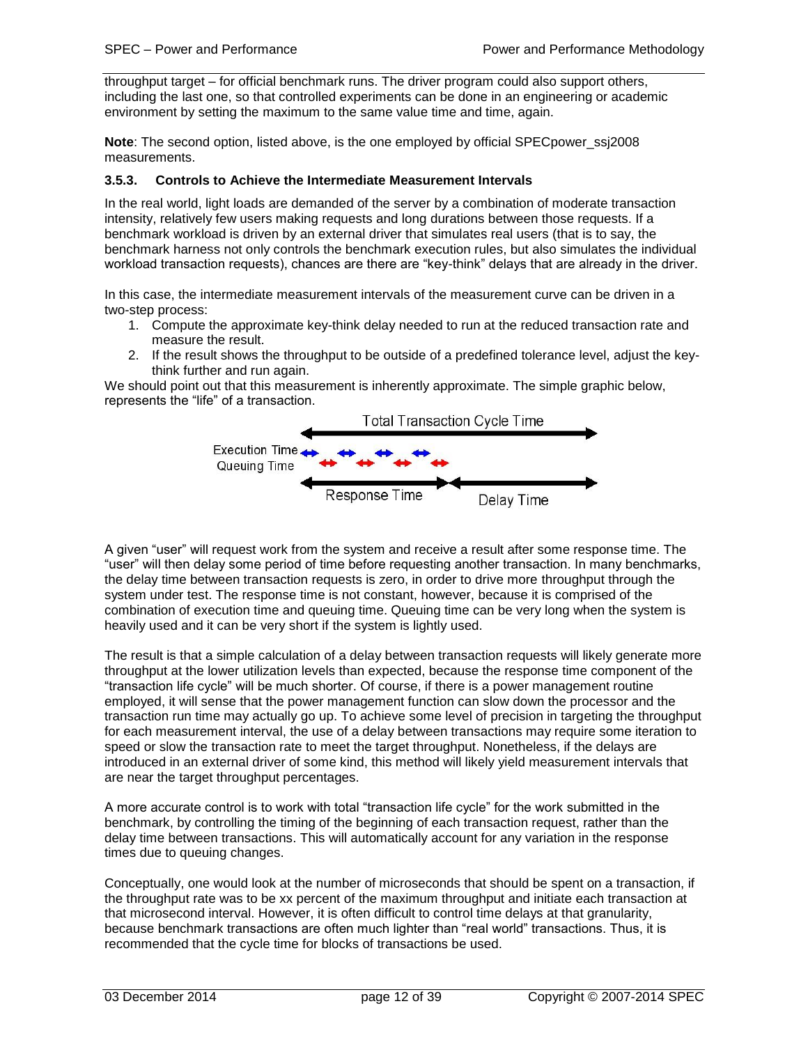throughput target – for official benchmark runs. The driver program could also support others, including the last one, so that controlled experiments can be done in an engineering or academic environment by setting the maximum to the same value time and time, again.

**Note**: The second option, listed above, is the one employed by official SPECpower_ssj2008 measurements.

### 3.5.3. Controls to Achieve the Intermediate Measurement Intervals

In the real world, light loads are demanded of the server by a combination of moderate transaction intensity, relatively few users making requests and long durations between those requests. If a benchmark workload is driven by an external driver that simulates real users (that is to say, the benchmark harness not only controls the benchmark execution rules, but also simulates the individual workload transaction requests), chances are there are "key-think" delays that are already in the driver.

In this case, the intermediate measurement intervals of the measurement curve can be driven in a two-step process:

1. Compute the approximate key-think delay needed to run at the reduced transaction rate and measure the result.
2. If the result shows the throughput to be outside of a predefined tolerance level, adjust the key-think further and run again.

We should point out that this measurement is inherently approximate. The simple graphic below, represents the "life" of a transaction.

Total Transaction Cycle Time

Execution Time

Queuing Time

Response Time

Delay Time

A given "user" will request work from the system and receive a result after some response time. The "user" will then delay some period of time before requesting another transaction. In many benchmarks, the delay time between transaction requests is zero, in order to drive more throughput through the system under test. The response time is not constant, however, because it is comprised of the combination of execution time and queuing time. Queuing time can be very long when the system is heavily used and it can be very short if the system is lightly used.

The result is that a simple calculation of a delay between transaction requests will likely generate more throughput at the lower utilization levels than expected, because the response time component of the "transaction life cycle" will be much shorter. Of course, if there is a power management routine employed, it will sense that the power management function can slow down the processor and the transaction run time may actually go up. To achieve some level of precision in targeting the throughput for each measurement interval, the use of a delay between transactions may require some iteration to speed or slow the transaction rate to meet the target throughput. Nonetheless, if the delays are introduced in an external driver of some kind, this method will likely yield measurement intervals that are near the target throughput percentages.

A more accurate control is to work with total "transaction life cycle" for the work submitted in the benchmark, by controlling the timing of the beginning of each transaction request, rather than the delay time between transactions. This will automatically account for any variation in the response times due to queuing changes.

Conceptually, one would look at the number of microseconds that should be spent on a transaction, if the throughput rate was to be xx percent of the maximum throughput and initiate each transaction at that microsecond interval. However, it is often difficult to control time delays at that granularity, because benchmark transactions are often much lighter than "real world" transactions. Thus, it is recommended that the cycle time for blocks of transactions be used.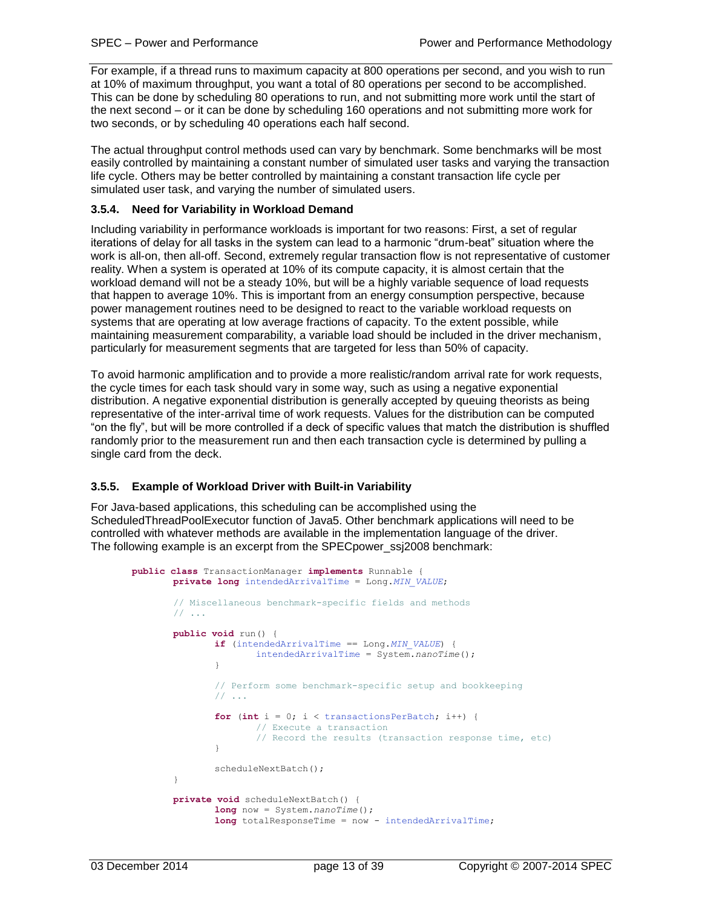For example, if a thread runs to maximum capacity at 800 operations per second, and you wish to run at 10% of maximum throughput, you want a total of 80 operations per second to be accomplished. This can be done by scheduling 80 operations to run, and not submitting more work until the start of the next second – or it can be done by scheduling 160 operations and not submitting more work for two seconds, or by scheduling 40 operations each half second.

The actual throughput control methods used can vary by benchmark. Some benchmarks will be most easily controlled by maintaining a constant number of simulated user tasks and varying the transaction life cycle. Others may be better controlled by maintaining a constant transaction life cycle per simulated user task, and varying the number of simulated users.

### 3.5.4. Need for Variability in Workload Demand

Including variability in performance workloads is important for two reasons: First, a set of regular iterations of delay for all tasks in the system can lead to a harmonic "drum-beat" situation where the work is all-on, then all-off. Second, extremely regular transaction flow is not representative of customer reality. When a system is operated at 10% of its compute capacity, it is almost certain that the workload demand will not be a steady 10%, but will be a highly variable sequence of load requests that happen to average 10%. This is important from an energy consumption perspective, because power management routines need to be designed to react to the variable workload requests on systems that are operating at low average fractions of capacity. To the extent possible, while maintaining measurement comparability, a variable load should be included in the driver mechanism, particularly for measurement segments that are targeted for less than 50% of capacity.

To avoid harmonic amplification and to provide a more realistic/random arrival rate for work requests, the cycle times for each task should vary in some way, such as using a negative exponential distribution. A negative exponential distribution is generally accepted by queuing theorists as being representative of the inter-arrival time of work requests. Values for the distribution can be computed "on the fly", but will be more controlled if a deck of specific values that match the distribution is shuffled randomly prior to the measurement run and then each transaction cycle is determined by pulling a single card from the deck.

### 3.5.5. Example of Workload Driver with Built-in Variability

For Java-based applications, this scheduling can be accomplished using the ScheduledThreadPoolExecutor function of Java5. Other benchmark applications will need to be controlled with whatever methods are available in the implementation language of the driver. The following example is an excerpt from the SPECpower_ssj2008 benchmark:

```
public class TransactionManager implements Runnable {
        private long intendedArrivalTime = Long.MIN_VALUE;

        // Miscellaneous benchmark-specific fields and methods
        // ...

        public void run() {
                if (intendedArrivalTime == Long.MIN_VALUE) {
                        intendedArrivalTime = System.nanoTime();
                }

                // Perform some benchmark-specific setup and bookkeeping
                // ...

                for (int i = 0; i < transactionsPerBatch; i++) {
                        // Execute a transaction
                        // Record the results (transaction response time, etc)
                }

                scheduleNextBatch();
        }

        private void scheduleNextBatch() {
                long now = System.nanoTime();
                long totalResponseTime = now - intendedArrivalTime;
```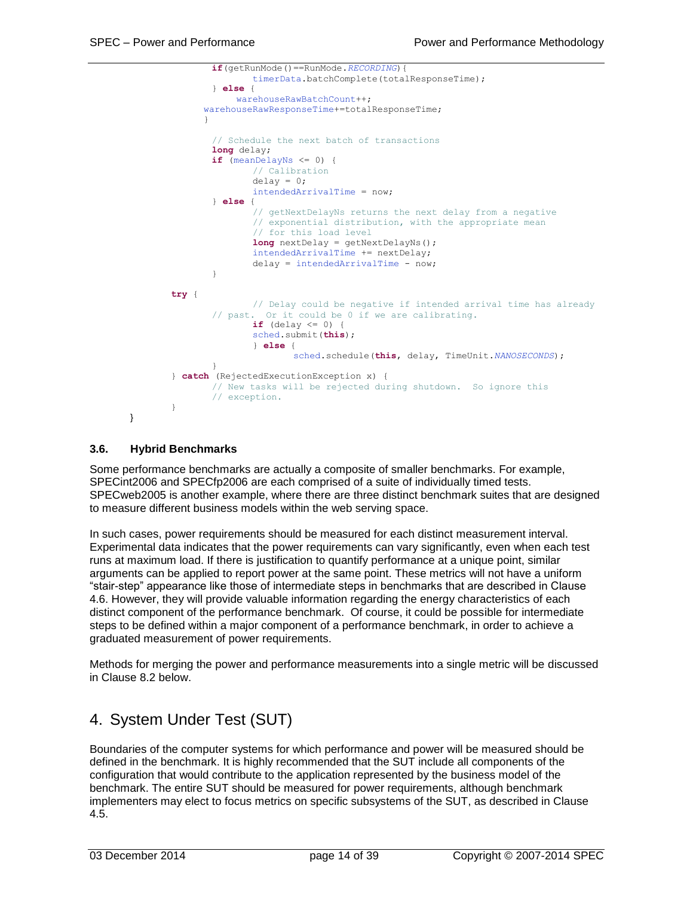```
                if(getRunMode()==RunMode.RECORDING){
                        timerData.batchComplete(totalResponseTime);
                } else {
                    warehouseRawBatchCount++;
              warehouseRawResponseTime+=totalResponseTime;
              }

                // Schedule the next batch of transactions
                long delay;
                if (meanDelayNs <= 0) {
                        // Calibration
                        delay = 0;
                        intendedArrivalTime = now;
                } else {
                        // getNextDelayNs returns the next delay from a negative
                        // exponential distribution, with the appropriate mean
                        // for this load level
                        long nextDelay = getNextDelayNs();
                        intendedArrivalTime += nextDelay;
                        delay = intendedArrivalTime - now;
                }

        try {
                        // Delay could be negative if intended arrival time has already
                // past.  Or it could be 0 if we are calibrating.
                        if (delay <= 0) {
                        sched.submit(this);
                        } else {
                                sched.schedule(this, delay, TimeUnit.NANOSECONDS);
                }
        } catch (RejectedExecutionException x) {
                // New tasks will be rejected during shutdown.  So ignore this
                // exception.
        }
}
```

### 3.6. Hybrid Benchmarks

Some performance benchmarks are actually a composite of smaller benchmarks. For example, SPECint2006 and SPECfp2006 are each comprised of a suite of individually timed tests. SPECweb2005 is another example, where there are three distinct benchmark suites that are designed to measure different business models within the web serving space.

In such cases, power requirements should be measured for each distinct measurement interval. Experimental data indicates that the power requirements can vary significantly, even when each test runs at maximum load. If there is justification to quantify performance at a unique point, similar arguments can be applied to report power at the same point. These metrics will not have a uniform "stair-step" appearance like those of intermediate steps in benchmarks that are described in Clause 4.6. However, they will provide valuable information regarding the energy characteristics of each distinct component of the performance benchmark. Of course, it could be possible for intermediate steps to be defined within a major component of a performance benchmark, in order to achieve a graduated measurement of power requirements.

Methods for merging the power and performance measurements into a single metric will be discussed in Clause 8.2 below.

# 4. System Under Test (SUT)

Boundaries of the computer systems for which performance and power will be measured should be defined in the benchmark. It is highly recommended that the SUT include all components of the configuration that would contribute to the application represented by the business model of the benchmark. The entire SUT should be measured for power requirements, although benchmark implementers may elect to focus metrics on specific subsystems of the SUT, as described in Clause 4.5.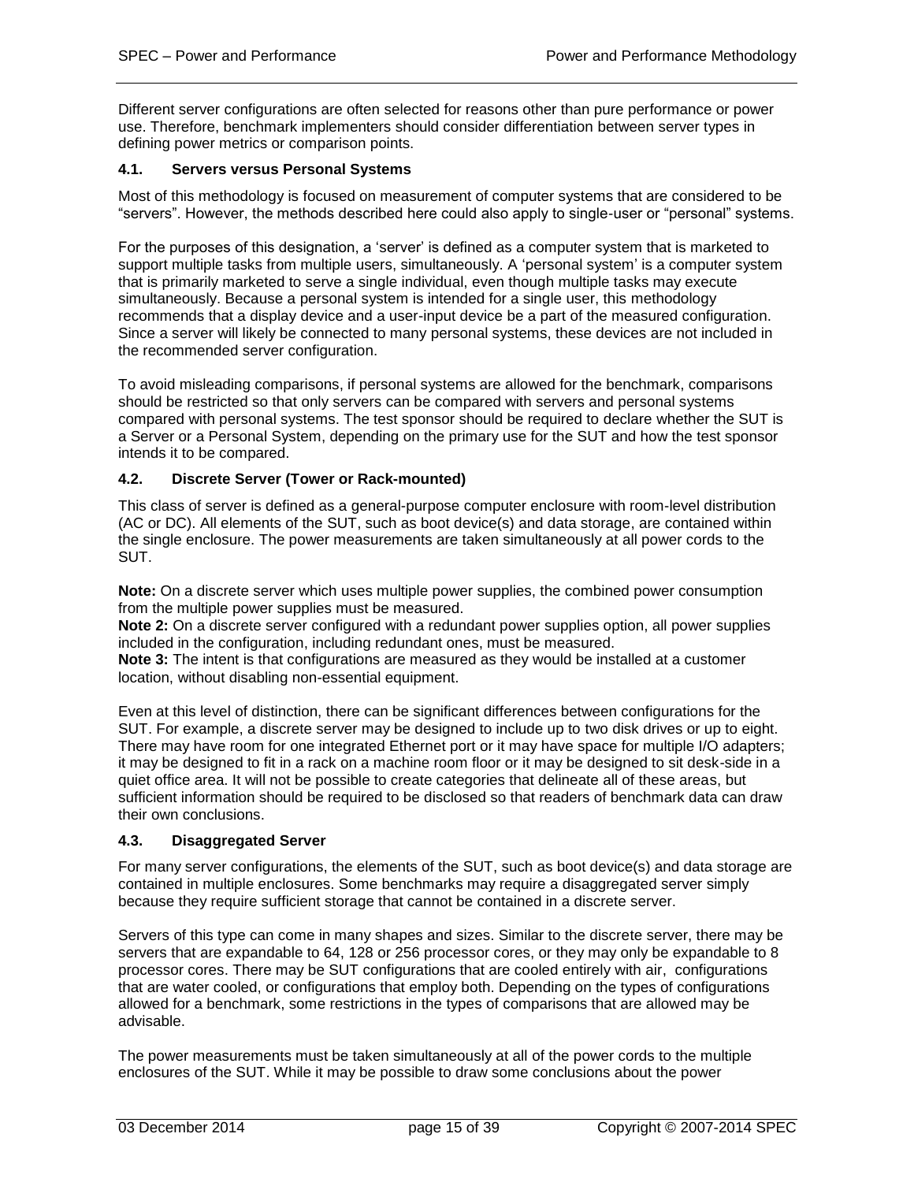Different server configurations are often selected for reasons other than pure performance or power use. Therefore, benchmark implementers should consider differentiation between server types in defining power metrics or comparison points.

### 4.1. Servers versus Personal Systems

Most of this methodology is focused on measurement of computer systems that are considered to be “servers”. However, the methods described here could also apply to single-user or “personal” systems.

For the purposes of this designation, a ‘server’ is defined as a computer system that is marketed to support multiple tasks from multiple users, simultaneously. A ‘personal system’ is a computer system that is primarily marketed to serve a single individual, even though multiple tasks may execute simultaneously. Because a personal system is intended for a single user, this methodology recommends that a display device and a user-input device be a part of the measured configuration. Since a server will likely be connected to many personal systems, these devices are not included in the recommended server configuration.

To avoid misleading comparisons, if personal systems are allowed for the benchmark, comparisons should be restricted so that only servers can be compared with servers and personal systems compared with personal systems. The test sponsor should be required to declare whether the SUT is a Server or a Personal System, depending on the primary use for the SUT and how the test sponsor intends it to be compared.

### 4.2. Discrete Server (Tower or Rack-mounted)

This class of server is defined as a general-purpose computer enclosure with room-level distribution (AC or DC). All elements of the SUT, such as boot device(s) and data storage, are contained within the single enclosure. The power measurements are taken simultaneously at all power cords to the SUT.

**Note:** On a discrete server which uses multiple power supplies, the combined power consumption from the multiple power supplies must be measured.
**Note 2:** On a discrete server configured with a redundant power supplies option, all power supplies included in the configuration, including redundant ones, must be measured.
**Note 3:** The intent is that configurations are measured as they would be installed at a customer location, without disabling non-essential equipment.

Even at this level of distinction, there can be significant differences between configurations for the SUT. For example, a discrete server may be designed to include up to two disk drives or up to eight. There may have room for one integrated Ethernet port or it may have space for multiple I/O adapters; it may be designed to fit in a rack on a machine room floor or it may be designed to sit desk-side in a quiet office area. It will not be possible to create categories that delineate all of these areas, but sufficient information should be required to be disclosed so that readers of benchmark data can draw their own conclusions.

### 4.3. Disaggregated Server

For many server configurations, the elements of the SUT, such as boot device(s) and data storage are contained in multiple enclosures. Some benchmarks may require a disaggregated server simply because they require sufficient storage that cannot be contained in a discrete server.

Servers of this type can come in many shapes and sizes. Similar to the discrete server, there may be servers that are expandable to 64, 128 or 256 processor cores, or they may only be expandable to 8 processor cores. There may be SUT configurations that are cooled entirely with air, configurations that are water cooled, or configurations that employ both. Depending on the types of configurations allowed for a benchmark, some restrictions in the types of comparisons that are allowed may be advisable.

The power measurements must be taken simultaneously at all of the power cords to the multiple enclosures of the SUT. While it may be possible to draw some conclusions about the power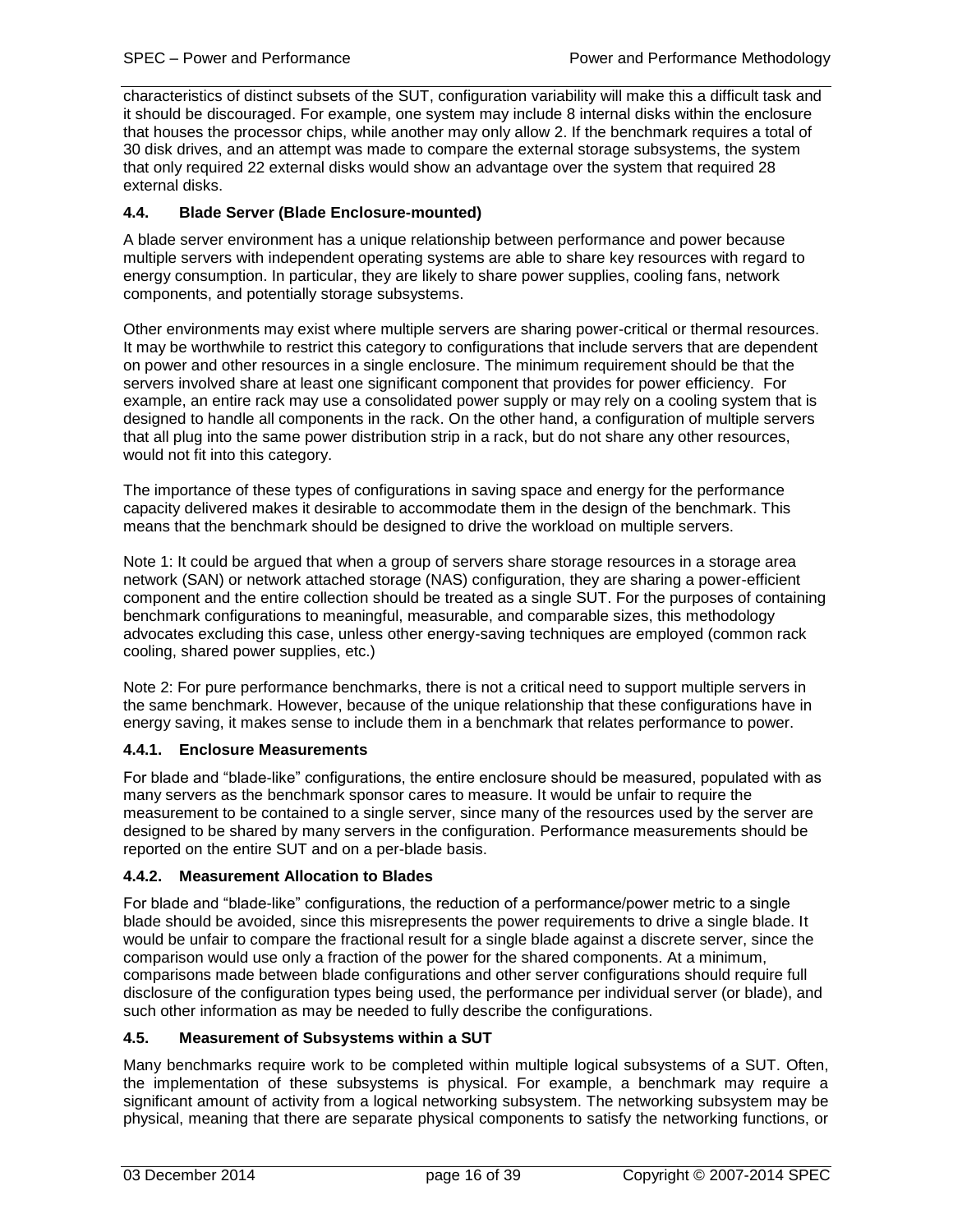characteristics of distinct subsets of the SUT, configuration variability will make this a difficult task and it should be discouraged. For example, one system may include 8 internal disks within the enclosure that houses the processor chips, while another may only allow 2. If the benchmark requires a total of 30 disk drives, and an attempt was made to compare the external storage subsystems, the system that only required 22 external disks would show an advantage over the system that required 28 external disks.

### 4.4. Blade Server (Blade Enclosure-mounted)

A blade server environment has a unique relationship between performance and power because multiple servers with independent operating systems are able to share key resources with regard to energy consumption. In particular, they are likely to share power supplies, cooling fans, network components, and potentially storage subsystems.

Other environments may exist where multiple servers are sharing power-critical or thermal resources. It may be worthwhile to restrict this category to configurations that include servers that are dependent on power and other resources in a single enclosure. The minimum requirement should be that the servers involved share at least one significant component that provides for power efficiency. For example, an entire rack may use a consolidated power supply or may rely on a cooling system that is designed to handle all components in the rack. On the other hand, a configuration of multiple servers that all plug into the same power distribution strip in a rack, but do not share any other resources, would not fit into this category.

The importance of these types of configurations in saving space and energy for the performance capacity delivered makes it desirable to accommodate them in the design of the benchmark. This means that the benchmark should be designed to drive the workload on multiple servers.

Note 1: It could be argued that when a group of servers share storage resources in a storage area network (SAN) or network attached storage (NAS) configuration, they are sharing a power-efficient component and the entire collection should be treated as a single SUT. For the purposes of containing benchmark configurations to meaningful, measurable, and comparable sizes, this methodology advocates excluding this case, unless other energy-saving techniques are employed (common rack cooling, shared power supplies, etc.)

Note 2: For pure performance benchmarks, there is not a critical need to support multiple servers in the same benchmark. However, because of the unique relationship that these configurations have in energy saving, it makes sense to include them in a benchmark that relates performance to power.

#### 4.4.1. Enclosure Measurements

For blade and "blade-like" configurations, the entire enclosure should be measured, populated with as many servers as the benchmark sponsor cares to measure. It would be unfair to require the measurement to be contained to a single server, since many of the resources used by the server are designed to be shared by many servers in the configuration. Performance measurements should be reported on the entire SUT and on a per-blade basis.

#### 4.4.2. Measurement Allocation to Blades

For blade and "blade-like" configurations, the reduction of a performance/power metric to a single blade should be avoided, since this misrepresents the power requirements to drive a single blade. It would be unfair to compare the fractional result for a single blade against a discrete server, since the comparison would use only a fraction of the power for the shared components. At a minimum, comparisons made between blade configurations and other server configurations should require full disclosure of the configuration types being used, the performance per individual server (or blade), and such other information as may be needed to fully describe the configurations.

### 4.5. Measurement of Subsystems within a SUT

Many benchmarks require work to be completed within multiple logical subsystems of a SUT. Often, the implementation of these subsystems is physical. For example, a benchmark may require a significant amount of activity from a logical networking subsystem. The networking subsystem may be physical, meaning that there are separate physical components to satisfy the networking functions, or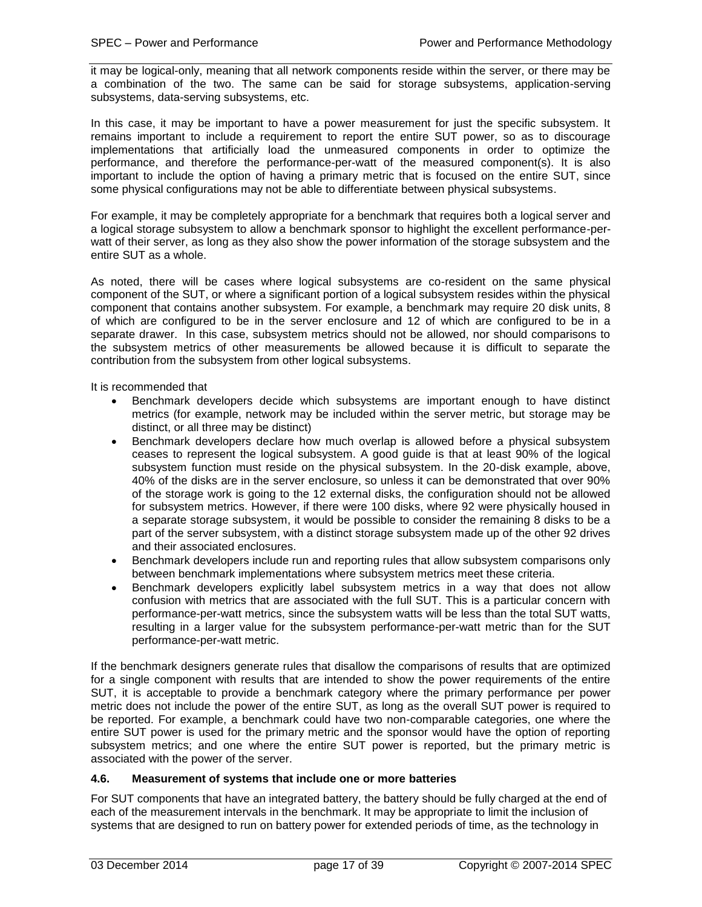it may be logical-only, meaning that all network components reside within the server, or there may be a combination of the two. The same can be said for storage subsystems, application-serving subsystems, data-serving subsystems, etc.

In this case, it may be important to have a power measurement for just the specific subsystem. It remains important to include a requirement to report the entire SUT power, so as to discourage implementations that artificially load the unmeasured components in order to optimize the performance, and therefore the performance-per-watt of the measured component(s). It is also important to include the option of having a primary metric that is focused on the entire SUT, since some physical configurations may not be able to differentiate between physical subsystems.

For example, it may be completely appropriate for a benchmark that requires both a logical server and a logical storage subsystem to allow a benchmark sponsor to highlight the excellent performance-per-watt of their server, as long as they also show the power information of the storage subsystem and the entire SUT as a whole.

As noted, there will be cases where logical subsystems are co-resident on the same physical component of the SUT, or where a significant portion of a logical subsystem resides within the physical component that contains another subsystem. For example, a benchmark may require 20 disk units, 8 of which are configured to be in the server enclosure and 12 of which are configured to be in a separate drawer. In this case, subsystem metrics should not be allowed, nor should comparisons to the subsystem metrics of other measurements be allowed because it is difficult to separate the contribution from the subsystem from other logical subsystems.

It is recommended that

- Benchmark developers decide which subsystems are important enough to have distinct metrics (for example, network may be included within the server metric, but storage may be distinct, or all three may be distinct)
- Benchmark developers declare how much overlap is allowed before a physical subsystem ceases to represent the logical subsystem. A good guide is that at least 90% of the logical subsystem function must reside on the physical subsystem. In the 20-disk example, above, 40% of the disks are in the server enclosure, so unless it can be demonstrated that over 90% of the storage work is going to the 12 external disks, the configuration should not be allowed for subsystem metrics. However, if there were 100 disks, where 92 were physically housed in a separate storage subsystem, it would be possible to consider the remaining 8 disks to be a part of the server subsystem, with a distinct storage subsystem made up of the other 92 drives and their associated enclosures.
- Benchmark developers include run and reporting rules that allow subsystem comparisons only between benchmark implementations where subsystem metrics meet these criteria.
- Benchmark developers explicitly label subsystem metrics in a way that does not allow confusion with metrics that are associated with the full SUT. This is a particular concern with performance-per-watt metrics, since the subsystem watts will be less than the total SUT watts, resulting in a larger value for the subsystem performance-per-watt metric than for the SUT performance-per-watt metric.

If the benchmark designers generate rules that disallow the comparisons of results that are optimized for a single component with results that are intended to show the power requirements of the entire SUT, it is acceptable to provide a benchmark category where the primary performance per power metric does not include the power of the entire SUT, as long as the overall SUT power is required to be reported. For example, a benchmark could have two non-comparable categories, one where the entire SUT power is used for the primary metric and the sponsor would have the option of reporting subsystem metrics; and one where the entire SUT power is reported, but the primary metric is associated with the power of the server.

### 4.6. Measurement of systems that include one or more batteries

For SUT components that have an integrated battery, the battery should be fully charged at the end of each of the measurement intervals in the benchmark. It may be appropriate to limit the inclusion of systems that are designed to run on battery power for extended periods of time, as the technology in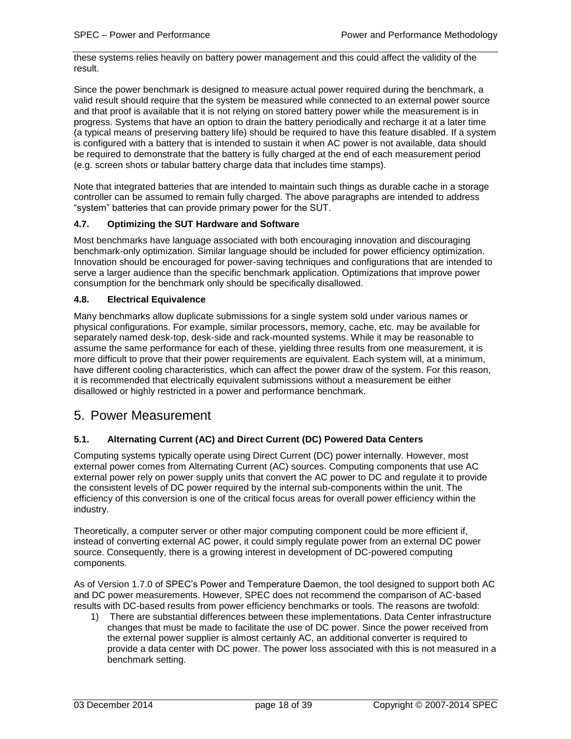these systems relies heavily on battery power management and this could affect the validity of the result.

Since the power benchmark is designed to measure actual power required during the benchmark, a valid result should require that the system be measured while connected to an external power source and that proof is available that it is not relying on stored battery power while the measurement is in progress. Systems that have an option to drain the battery periodically and recharge it at a later time (a typical means of preserving battery life) should be required to have this feature disabled. If a system is configured with a battery that is intended to sustain it when AC power is not available, data should be required to demonstrate that the battery is fully charged at the end of each measurement period (e.g. screen shots or tabular battery charge data that includes time stamps).

Note that integrated batteries that are intended to maintain such things as durable cache in a storage controller can be assumed to remain fully charged. The above paragraphs are intended to address "system" batteries that can provide primary power for the SUT.

### 4.7. Optimizing the SUT Hardware and Software

Most benchmarks have language associated with both encouraging innovation and discouraging benchmark-only optimization. Similar language should be included for power efficiency optimization. Innovation should be encouraged for power-saving techniques and configurations that are intended to serve a larger audience than the specific benchmark application. Optimizations that improve power consumption for the benchmark only should be specifically disallowed.

### 4.8. Electrical Equivalence

Many benchmarks allow duplicate submissions for a single system sold under various names or physical configurations. For example, similar processors, memory, cache, etc. may be available for separately named desk-top, desk-side and rack-mounted systems. While it may be reasonable to assume the same performance for each of these, yielding three results from one measurement, it is more difficult to prove that their power requirements are equivalent. Each system will, at a minimum, have different cooling characteristics, which can affect the power draw of the system. For this reason, it is recommended that electrically equivalent submissions without a measurement be either disallowed or highly restricted in a power and performance benchmark.

## 5. Power Measurement

### 5.1. Alternating Current (AC) and Direct Current (DC) Powered Data Centers

Computing systems typically operate using Direct Current (DC) power internally. However, most external power comes from Alternating Current (AC) sources. Computing components that use AC external power rely on power supply units that convert the AC power to DC and regulate it to provide the consistent levels of DC power required by the internal sub-components within the unit. The efficiency of this conversion is one of the critical focus areas for overall power efficiency within the industry.

Theoretically, a computer server or other major computing component could be more efficient if, instead of converting external AC power, it could simply regulate power from an external DC power source. Consequently, there is a growing interest in development of DC-powered computing components.

As of Version 1.7.0 of SPEC's Power and Temperature Daemon, the tool designed to support both AC and DC power measurements. However, SPEC does not recommend the comparison of AC-based results with DC-based results from power efficiency benchmarks or tools. The reasons are twofold:

1) There are substantial differences between these implementations. Data Center infrastructure changes that must be made to facilitate the use of DC power. Since the power received from the external power supplier is almost certainly AC, an additional converter is required to provide a data center with DC power. The power loss associated with this is not measured in a benchmark setting.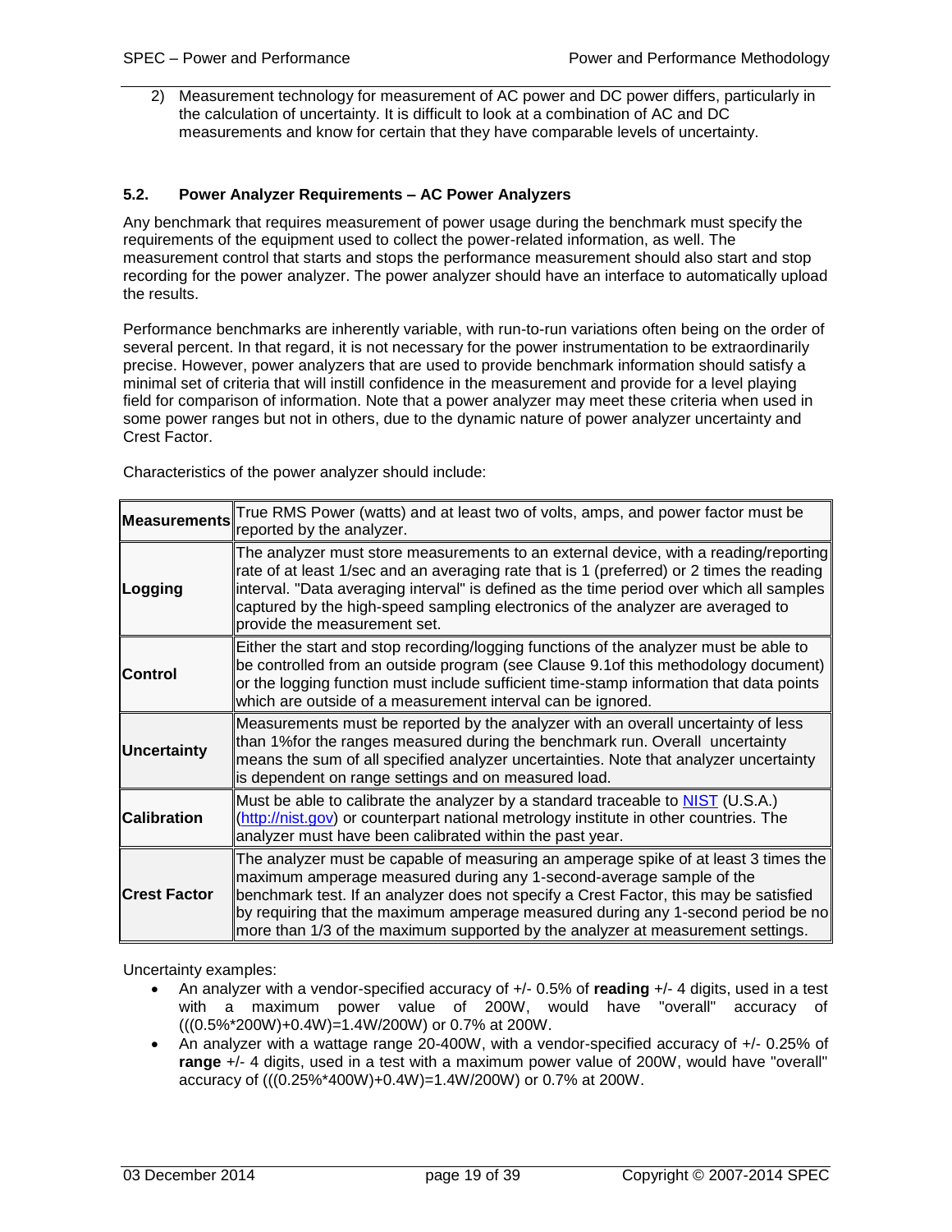2) Measurement technology for measurement of AC power and DC power differs, particularly in the calculation of uncertainty. It is difficult to look at a combination of AC and DC measurements and know for certain that they have comparable levels of uncertainty.

### 5.2. Power Analyzer Requirements – AC Power Analyzers

Any benchmark that requires measurement of power usage during the benchmark must specify the requirements of the equipment used to collect the power-related information, as well. The measurement control that starts and stops the performance measurement should also start and stop recording for the power analyzer. The power analyzer should have an interface to automatically upload the results.

Performance benchmarks are inherently variable, with run-to-run variations often being on the order of several percent. In that regard, it is not necessary for the power instrumentation to be extraordinarily precise. However, power analyzers that are used to provide benchmark information should satisfy a minimal set of criteria that will instill confidence in the measurement and provide for a level playing field for comparison of information. Note that a power analyzer may meet these criteria when used in some power ranges but not in others, due to the dynamic nature of power analyzer uncertainty and Crest Factor.

Characteristics of the power analyzer should include:

| | |
|---|---|
| **Measurements** | True RMS Power (watts) and at least two of volts, amps, and power factor must be reported by the analyzer. |
| **Logging** | The analyzer must store measurements to an external device, with a reading/reporting rate of at least 1/sec and an averaging rate that is 1 (preferred) or 2 times the reading interval. "Data averaging interval" is defined as the time period over which all samples captured by the high-speed sampling electronics of the analyzer are averaged to provide the measurement set. |
| **Control** | Either the start and stop recording/logging functions of the analyzer must be able to be controlled from an outside program (see Clause 9.1of this methodology document) or the logging function must include sufficient time-stamp information that data points which are outside of a measurement interval can be ignored. |
| **Uncertainty** | Measurements must be reported by the analyzer with an overall uncertainty of less than 1%for the ranges measured during the benchmark run. Overall uncertainty means the sum of all specified analyzer uncertainties. Note that analyzer uncertainty is dependent on range settings and on measured load. |
| **Calibration** | Must be able to calibrate the analyzer by a standard traceable to [NIST](http://nist.gov) (U.S.A.) (http://nist.gov) or counterpart national metrology institute in other countries. The analyzer must have been calibrated within the past year. |
| **Crest Factor** | The analyzer must be capable of measuring an amperage spike of at least 3 times the maximum amperage measured during any 1-second-average sample of the benchmark test. If an analyzer does not specify a Crest Factor, this may be satisfied by requiring that the maximum amperage measured during any 1-second period be no more than 1/3 of the maximum supported by the analyzer at measurement settings. |

Uncertainty examples:

- An analyzer with a vendor-specified accuracy of +/- 0.5% of **reading** +/- 4 digits, used in a test with a maximum power value of 200W, would have "overall" accuracy of (((0.5%*200W)+0.4W)=1.4W/200W) or 0.7% at 200W.
- An analyzer with a wattage range 20-400W, with a vendor-specified accuracy of +/- 0.25% of **range** +/- 4 digits, used in a test with a maximum power value of 200W, would have "overall" accuracy of (((0.25%*400W)+0.4W)=1.4W/200W) or 0.7% at 200W.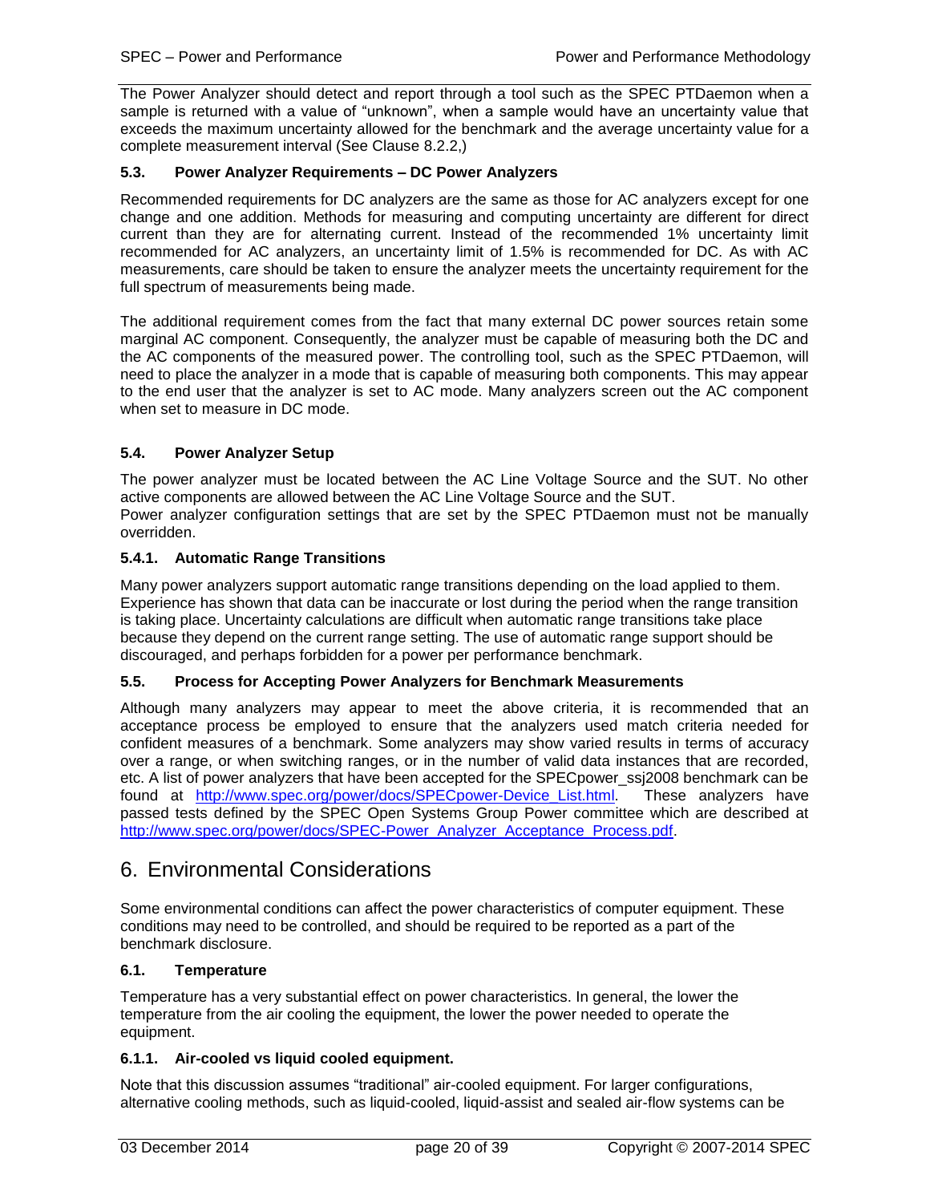The Power Analyzer should detect and report through a tool such as the SPEC PTDaemon when a sample is returned with a value of "unknown", when a sample would have an uncertainty value that exceeds the maximum uncertainty allowed for the benchmark and the average uncertainty value for a complete measurement interval (See Clause 8.2.2,)

### 5.3. Power Analyzer Requirements – DC Power Analyzers

Recommended requirements for DC analyzers are the same as those for AC analyzers except for one change and one addition. Methods for measuring and computing uncertainty are different for direct current than they are for alternating current. Instead of the recommended 1% uncertainty limit recommended for AC analyzers, an uncertainty limit of 1.5% is recommended for DC. As with AC measurements, care should be taken to ensure the analyzer meets the uncertainty requirement for the full spectrum of measurements being made.

The additional requirement comes from the fact that many external DC power sources retain some marginal AC component. Consequently, the analyzer must be capable of measuring both the DC and the AC components of the measured power. The controlling tool, such as the SPEC PTDaemon, will need to place the analyzer in a mode that is capable of measuring both components. This may appear to the end user that the analyzer is set to AC mode. Many analyzers screen out the AC component when set to measure in DC mode.

### 5.4. Power Analyzer Setup

The power analyzer must be located between the AC Line Voltage Source and the SUT. No other active components are allowed between the AC Line Voltage Source and the SUT.
Power analyzer configuration settings that are set by the SPEC PTDaemon must not be manually overridden.

#### 5.4.1. Automatic Range Transitions

Many power analyzers support automatic range transitions depending on the load applied to them. Experience has shown that data can be inaccurate or lost during the period when the range transition is taking place. Uncertainty calculations are difficult when automatic range transitions take place because they depend on the current range setting. The use of automatic range support should be discouraged, and perhaps forbidden for a power per performance benchmark.

### 5.5. Process for Accepting Power Analyzers for Benchmark Measurements

Although many analyzers may appear to meet the above criteria, it is recommended that an acceptance process be employed to ensure that the analyzers used match criteria needed for confident measures of a benchmark. Some analyzers may show varied results in terms of accuracy over a range, or when switching ranges, or in the number of valid data instances that are recorded, etc. A list of power analyzers that have been accepted for the SPECpower_ssj2008 benchmark can be found at [http://www.spec.org/power/docs/SPECpower-Device_List.html](http://www.spec.org/power/docs/SPECpower-Device_List.html). These analyzers have passed tests defined by the SPEC Open Systems Group Power committee which are described at [http://www.spec.org/power/docs/SPEC-Power_Analyzer_Acceptance_Process.pdf](http://www.spec.org/power/docs/SPEC-Power_Analyzer_Acceptance_Process.pdf).

# 6. Environmental Considerations

Some environmental conditions can affect the power characteristics of computer equipment. These conditions may need to be controlled, and should be required to be reported as a part of the benchmark disclosure.

### 6.1. Temperature

Temperature has a very substantial effect on power characteristics. In general, the lower the temperature from the air cooling the equipment, the lower the power needed to operate the equipment.

#### 6.1.1. Air-cooled vs liquid cooled equipment.

Note that this discussion assumes "traditional" air-cooled equipment. For larger configurations, alternative cooling methods, such as liquid-cooled, liquid-assist and sealed air-flow systems can be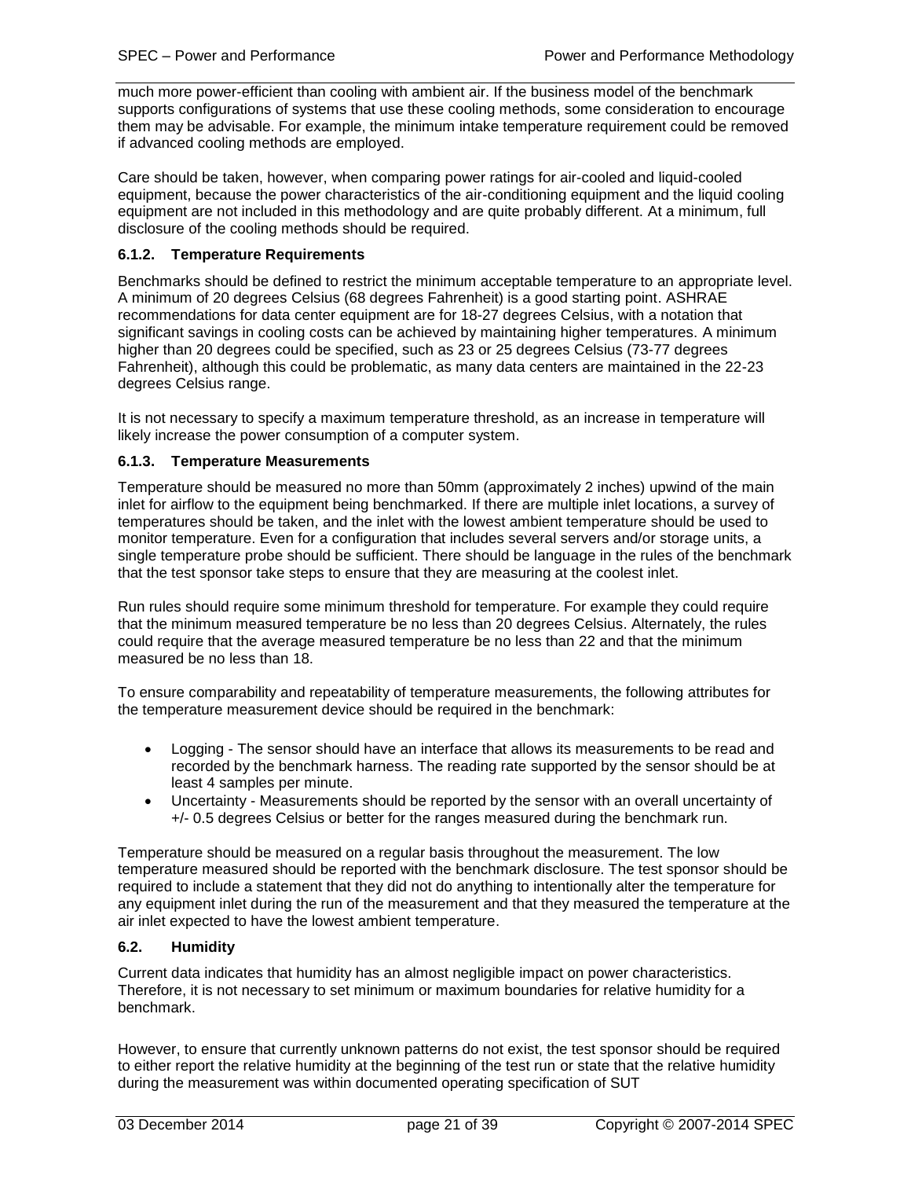much more power-efficient than cooling with ambient air. If the business model of the benchmark supports configurations of systems that use these cooling methods, some consideration to encourage them may be advisable. For example, the minimum intake temperature requirement could be removed if advanced cooling methods are employed.

Care should be taken, however, when comparing power ratings for air-cooled and liquid-cooled equipment, because the power characteristics of the air-conditioning equipment and the liquid cooling equipment are not included in this methodology and are quite probably different. At a minimum, full disclosure of the cooling methods should be required.

### 6.1.2. Temperature Requirements

Benchmarks should be defined to restrict the minimum acceptable temperature to an appropriate level. A minimum of 20 degrees Celsius (68 degrees Fahrenheit) is a good starting point. ASHRAE recommendations for data center equipment are for 18-27 degrees Celsius, with a notation that significant savings in cooling costs can be achieved by maintaining higher temperatures. A minimum higher than 20 degrees could be specified, such as 23 or 25 degrees Celsius (73-77 degrees Fahrenheit), although this could be problematic, as many data centers are maintained in the 22-23 degrees Celsius range.

It is not necessary to specify a maximum temperature threshold, as an increase in temperature will likely increase the power consumption of a computer system.

### 6.1.3. Temperature Measurements

Temperature should be measured no more than 50mm (approximately 2 inches) upwind of the main inlet for airflow to the equipment being benchmarked. If there are multiple inlet locations, a survey of temperatures should be taken, and the inlet with the lowest ambient temperature should be used to monitor temperature. Even for a configuration that includes several servers and/or storage units, a single temperature probe should be sufficient. There should be language in the rules of the benchmark that the test sponsor take steps to ensure that they are measuring at the coolest inlet.

Run rules should require some minimum threshold for temperature. For example they could require that the minimum measured temperature be no less than 20 degrees Celsius. Alternately, the rules could require that the average measured temperature be no less than 22 and that the minimum measured be no less than 18.

To ensure comparability and repeatability of temperature measurements, the following attributes for the temperature measurement device should be required in the benchmark:

- Logging - The sensor should have an interface that allows its measurements to be read and recorded by the benchmark harness. The reading rate supported by the sensor should be at least 4 samples per minute.
- Uncertainty - Measurements should be reported by the sensor with an overall uncertainty of +/- 0.5 degrees Celsius or better for the ranges measured during the benchmark run.

Temperature should be measured on a regular basis throughout the measurement. The low temperature measured should be reported with the benchmark disclosure. The test sponsor should be required to include a statement that they did not do anything to intentionally alter the temperature for any equipment inlet during the run of the measurement and that they measured the temperature at the air inlet expected to have the lowest ambient temperature.

## 6.2. Humidity

Current data indicates that humidity has an almost negligible impact on power characteristics. Therefore, it is not necessary to set minimum or maximum boundaries for relative humidity for a benchmark.

However, to ensure that currently unknown patterns do not exist, the test sponsor should be required to either report the relative humidity at the beginning of the test run or state that the relative humidity during the measurement was within documented operating specification of SUT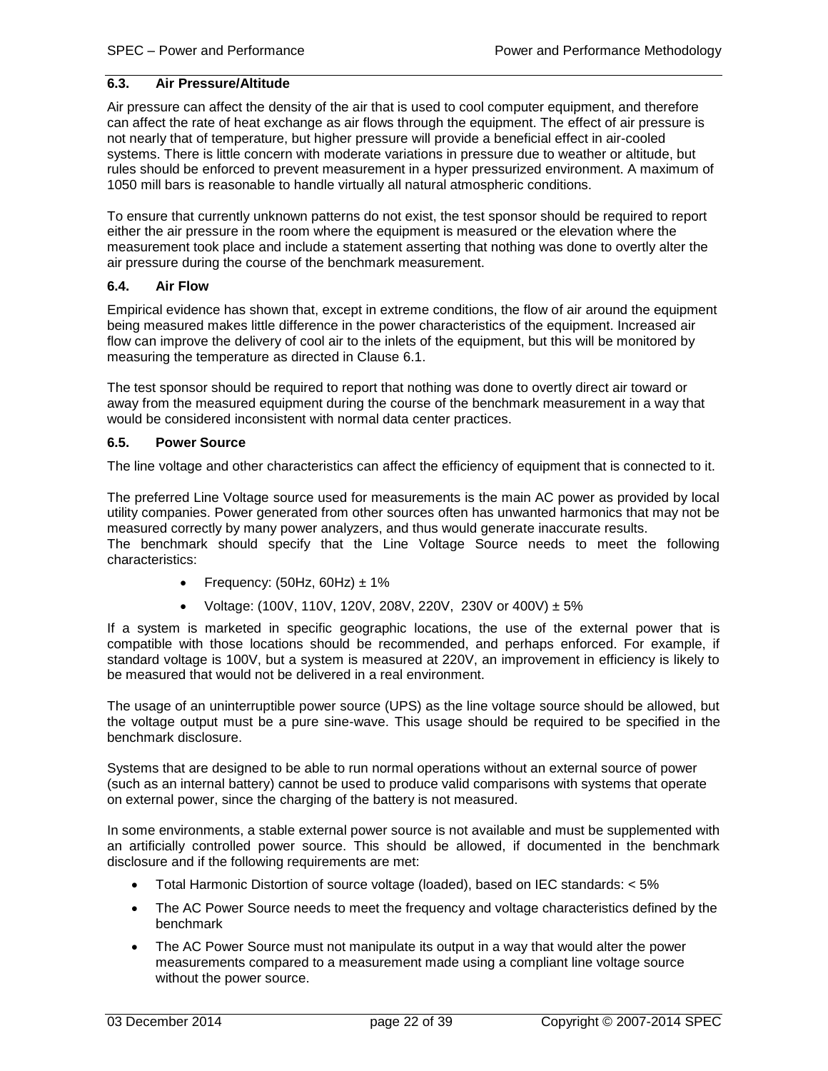### 6.3. Air Pressure/Altitude

Air pressure can affect the density of the air that is used to cool computer equipment, and therefore can affect the rate of heat exchange as air flows through the equipment. The effect of air pressure is not nearly that of temperature, but higher pressure will provide a beneficial effect in air-cooled systems. There is little concern with moderate variations in pressure due to weather or altitude, but rules should be enforced to prevent measurement in a hyper pressurized environment. A maximum of 1050 mill bars is reasonable to handle virtually all natural atmospheric conditions.

To ensure that currently unknown patterns do not exist, the test sponsor should be required to report either the air pressure in the room where the equipment is measured or the elevation where the measurement took place and include a statement asserting that nothing was done to overtly alter the air pressure during the course of the benchmark measurement.

### 6.4. Air Flow

Empirical evidence has shown that, except in extreme conditions, the flow of air around the equipment being measured makes little difference in the power characteristics of the equipment. Increased air flow can improve the delivery of cool air to the inlets of the equipment, but this will be monitored by measuring the temperature as directed in Clause 6.1.

The test sponsor should be required to report that nothing was done to overtly direct air toward or away from the measured equipment during the course of the benchmark measurement in a way that would be considered inconsistent with normal data center practices.

### 6.5. Power Source

The line voltage and other characteristics can affect the efficiency of equipment that is connected to it.

The preferred Line Voltage source used for measurements is the main AC power as provided by local utility companies. Power generated from other sources often has unwanted harmonics that may not be measured correctly by many power analyzers, and thus would generate inaccurate results.
The benchmark should specify that the Line Voltage Source needs to meet the following characteristics:

- Frequency: (50Hz, 60Hz) ± 1%
- Voltage: (100V, 110V, 120V, 208V, 220V, 230V or 400V) ± 5%

If a system is marketed in specific geographic locations, the use of the external power that is compatible with those locations should be recommended, and perhaps enforced. For example, if standard voltage is 100V, but a system is measured at 220V, an improvement in efficiency is likely to be measured that would not be delivered in a real environment.

The usage of an uninterruptible power source (UPS) as the line voltage source should be allowed, but the voltage output must be a pure sine-wave. This usage should be required to be specified in the benchmark disclosure.

Systems that are designed to be able to run normal operations without an external source of power (such as an internal battery) cannot be used to produce valid comparisons with systems that operate on external power, since the charging of the battery is not measured.

In some environments, a stable external power source is not available and must be supplemented with an artificially controlled power source. This should be allowed, if documented in the benchmark disclosure and if the following requirements are met:

- Total Harmonic Distortion of source voltage (loaded), based on IEC standards: < 5%
- The AC Power Source needs to meet the frequency and voltage characteristics defined by the benchmark
- The AC Power Source must not manipulate its output in a way that would alter the power measurements compared to a measurement made using a compliant line voltage source without the power source.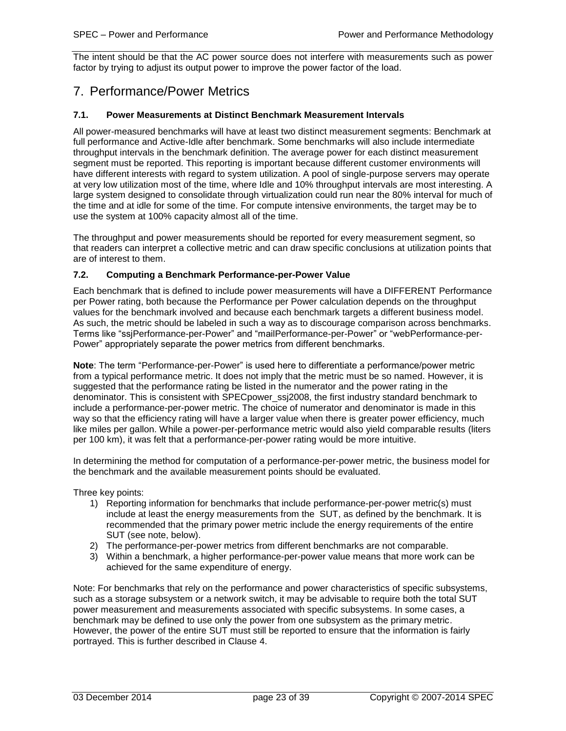The intent should be that the AC power source does not interfere with measurements such as power factor by trying to adjust its output power to improve the power factor of the load.

# 7. Performance/Power Metrics

### 7.1. Power Measurements at Distinct Benchmark Measurement Intervals

All power-measured benchmarks will have at least two distinct measurement segments: Benchmark at full performance and Active-Idle after benchmark. Some benchmarks will also include intermediate throughput intervals in the benchmark definition. The average power for each distinct measurement segment must be reported. This reporting is important because different customer environments will have different interests with regard to system utilization. A pool of single-purpose servers may operate at very low utilization most of the time, where Idle and 10% throughput intervals are most interesting. A large system designed to consolidate through virtualization could run near the 80% interval for much of the time and at idle for some of the time. For compute intensive environments, the target may be to use the system at 100% capacity almost all of the time.

The throughput and power measurements should be reported for every measurement segment, so that readers can interpret a collective metric and can draw specific conclusions at utilization points that are of interest to them.

### 7.2. Computing a Benchmark Performance-per-Power Value

Each benchmark that is defined to include power measurements will have a DIFFERENT Performance per Power rating, both because the Performance per Power calculation depends on the throughput values for the benchmark involved and because each benchmark targets a different business model. As such, the metric should be labeled in such a way as to discourage comparison across benchmarks. Terms like "ssjPerformance-per-Power" and "mailPerformance-per-Power" or "webPerformance-per-Power" appropriately separate the power metrics from different benchmarks.

**Note**: The term "Performance-per-Power" is used here to differentiate a performance/power metric from a typical performance metric. It does not imply that the metric must be so named. However, it is suggested that the performance rating be listed in the numerator and the power rating in the denominator. This is consistent with SPECpower_ssj2008, the first industry standard benchmark to include a performance-per-power metric. The choice of numerator and denominator is made in this way so that the efficiency rating will have a larger value when there is greater power efficiency, much like miles per gallon. While a power-per-performance metric would also yield comparable results (liters per 100 km), it was felt that a performance-per-power rating would be more intuitive.

In determining the method for computation of a performance-per-power metric, the business model for the benchmark and the available measurement points should be evaluated.

Three key points:

1) Reporting information for benchmarks that include performance-per-power metric(s) must include at least the energy measurements from the SUT, as defined by the benchmark. It is recommended that the primary power metric include the energy requirements of the entire SUT (see note, below).
2) The performance-per-power metrics from different benchmarks are not comparable.
3) Within a benchmark, a higher performance-per-power value means that more work can be achieved for the same expenditure of energy.

Note: For benchmarks that rely on the performance and power characteristics of specific subsystems, such as a storage subsystem or a network switch, it may be advisable to require both the total SUT power measurement and measurements associated with specific subsystems. In some cases, a benchmark may be defined to use only the power from one subsystem as the primary metric. However, the power of the entire SUT must still be reported to ensure that the information is fairly portrayed. This is further described in Clause 4.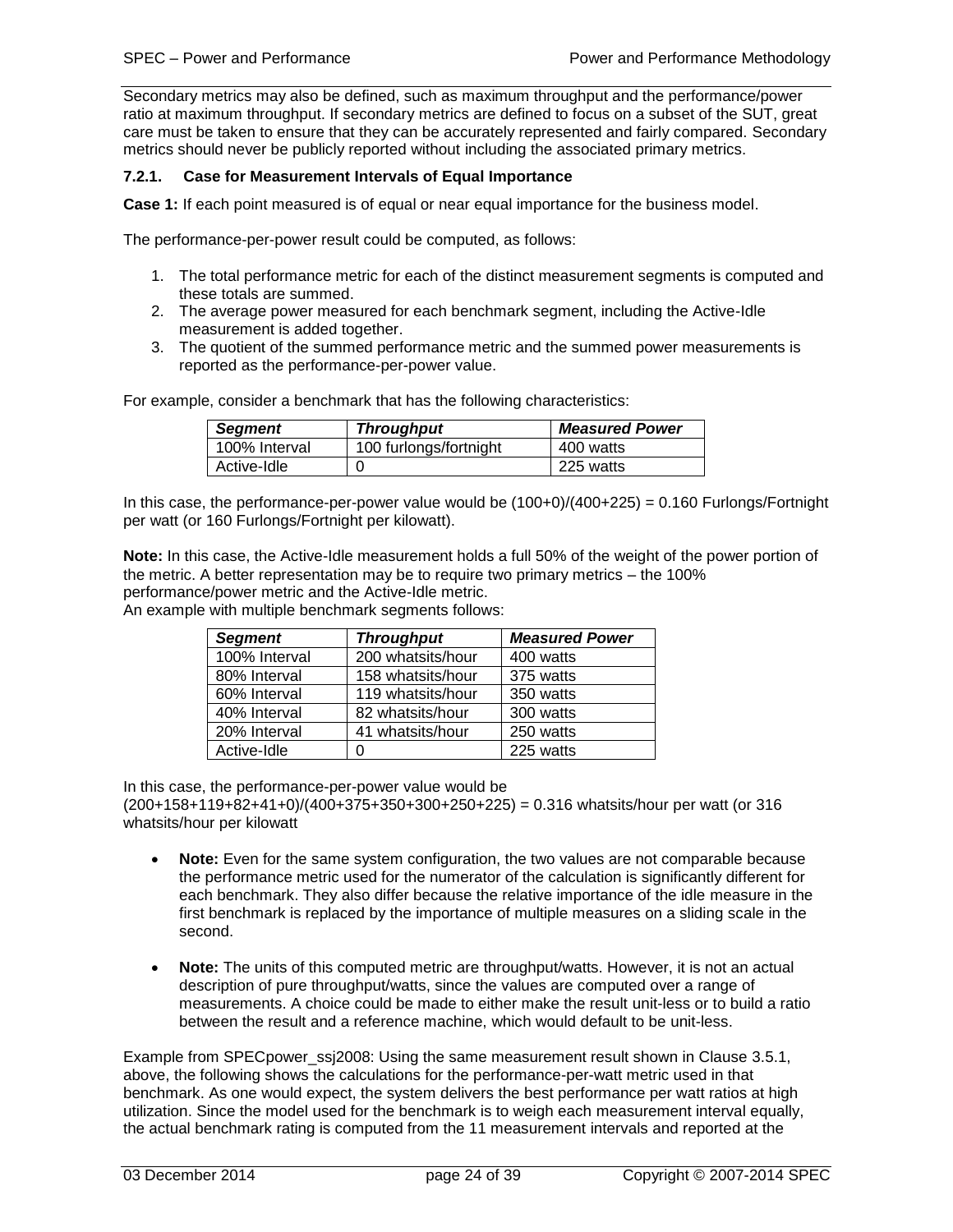Secondary metrics may also be defined, such as maximum throughput and the performance/power ratio at maximum throughput. If secondary metrics are defined to focus on a subset of the SUT, great care must be taken to ensure that they can be accurately represented and fairly compared. Secondary metrics should never be publicly reported without including the associated primary metrics.

### 7.2.1. Case for Measurement Intervals of Equal Importance

**Case 1:** If each point measured is of equal or near equal importance for the business model.

The performance-per-power result could be computed, as follows:

1. The total performance metric for each of the distinct measurement segments is computed and these totals are summed.
2. The average power measured for each benchmark segment, including the Active-Idle measurement is added together.
3. The quotient of the summed performance metric and the summed power measurements is reported as the performance-per-power value.

For example, consider a benchmark that has the following characteristics:

| ***Segment*** | ***Throughput*** | ***Measured Power*** |
|---|---|---|
| 100% Interval | 100 furlongs/fortnight | 400 watts |
| Active-Idle | 0 | 225 watts |

In this case, the performance-per-power value would be (100+0)/(400+225) = 0.160 Furlongs/Fortnight per watt (or 160 Furlongs/Fortnight per kilowatt).

**Note:** In this case, the Active-Idle measurement holds a full 50% of the weight of the power portion of the metric. A better representation may be to require two primary metrics – the 100% performance/power metric and the Active-Idle metric.
An example with multiple benchmark segments follows:

| ***Segment*** | ***Throughput*** | ***Measured Power*** |
|---|---|---|
| 100% Interval | 200 whatsits/hour | 400 watts |
| 80% Interval | 158 whatsits/hour | 375 watts |
| 60% Interval | 119 whatsits/hour | 350 watts |
| 40% Interval | 82 whatsits/hour | 300 watts |
| 20% Interval | 41 whatsits/hour | 250 watts |
| Active-Idle | 0 | 225 watts |

In this case, the performance-per-power value would be
(200+158+119+82+41+0)/(400+375+350+300+250+225) = 0.316 whatsits/hour per watt (or 316 whatsits/hour per kilowatt

- **Note:** Even for the same system configuration, the two values are not comparable because the performance metric used for the numerator of the calculation is significantly different for each benchmark. They also differ because the relative importance of the idle measure in the first benchmark is replaced by the importance of multiple measures on a sliding scale in the second.

- **Note:** The units of this computed metric are throughput/watts. However, it is not an actual description of pure throughput/watts, since the values are computed over a range of measurements. A choice could be made to either make the result unit-less or to build a ratio between the result and a reference machine, which would default to be unit-less.

Example from SPECpower_ssj2008: Using the same measurement result shown in Clause 3.5.1, above, the following shows the calculations for the performance-per-watt metric used in that benchmark. As one would expect, the system delivers the best performance per watt ratios at high utilization. Since the model used for the benchmark is to weigh each measurement interval equally, the actual benchmark rating is computed from the 11 measurement intervals and reported at the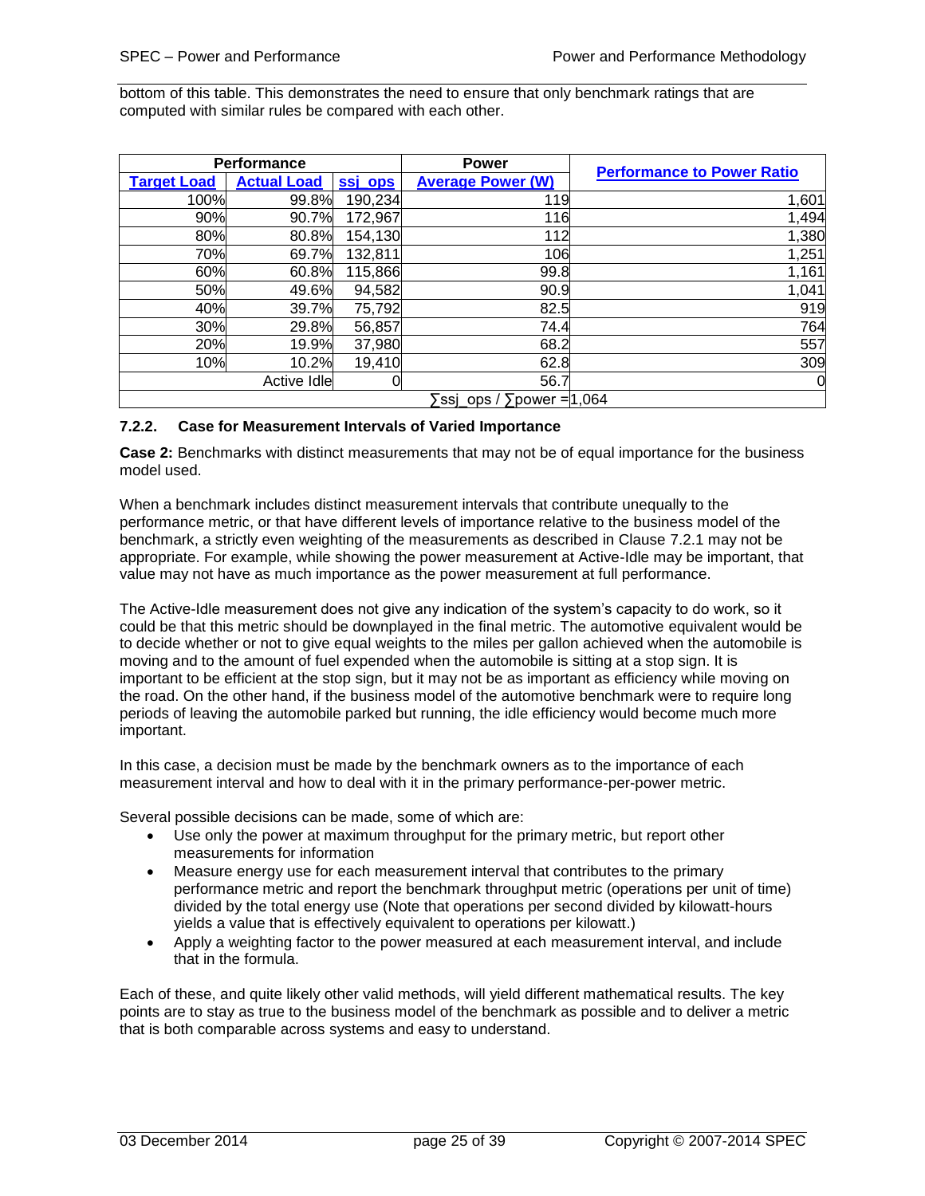bottom of this table. This demonstrates the need to ensure that only benchmark ratings that are computed with similar rules be compared with each other.

| Performance | | | Power | Performance to Power Ratio |
|---|---|---|---|---|
| Target Load | Actual Load | ssj_ops | Average Power (W) | |
| 100% | 99.8% | 190,234 | 119 | 1,601 |
| 90% | 90.7% | 172,967 | 116 | 1,494 |
| 80% | 80.8% | 154,130 | 112 | 1,380 |
| 70% | 69.7% | 132,811 | 106 | 1,251 |
| 60% | 60.8% | 115,866 | 99.8 | 1,161 |
| 50% | 49.6% | 94,582 | 90.9 | 1,041 |
| 40% | 39.7% | 75,792 | 82.5 | 919 |
| 30% | 29.8% | 56,857 | 74.4 | 764 |
| 20% | 19.9% | 37,980 | 68.2 | 557 |
| 10% | 10.2% | 19,410 | 62.8 | 309 |
| | Active Idle | 0 | 56.7 | 0 |
| | | | ∑ssj_ops / ∑power = | 1,064 |

### 7.2.2. Case for Measurement Intervals of Varied Importance

**Case 2:** Benchmarks with distinct measurements that may not be of equal importance for the business model used.

When a benchmark includes distinct measurement intervals that contribute unequally to the performance metric, or that have different levels of importance relative to the business model of the benchmark, a strictly even weighting of the measurements as described in Clause 7.2.1 may not be appropriate. For example, while showing the power measurement at Active-Idle may be important, that value may not have as much importance as the power measurement at full performance.

The Active-Idle measurement does not give any indication of the system's capacity to do work, so it could be that this metric should be downplayed in the final metric. The automotive equivalent would be to decide whether or not to give equal weights to the miles per gallon achieved when the automobile is moving and to the amount of fuel expended when the automobile is sitting at a stop sign. It is important to be efficient at the stop sign, but it may not be as important as efficiency while moving on the road. On the other hand, if the business model of the automotive benchmark were to require long periods of leaving the automobile parked but running, the idle efficiency would become much more important.

In this case, a decision must be made by the benchmark owners as to the importance of each measurement interval and how to deal with it in the primary performance-per-power metric.

Several possible decisions can be made, some of which are:

- Use only the power at maximum throughput for the primary metric, but report other measurements for information
- Measure energy use for each measurement interval that contributes to the primary performance metric and report the benchmark throughput metric (operations per unit of time) divided by the total energy use (Note that operations per second divided by kilowatt-hours yields a value that is effectively equivalent to operations per kilowatt.)
- Apply a weighting factor to the power measured at each measurement interval, and include that in the formula.

Each of these, and quite likely other valid methods, will yield different mathematical results. The key points are to stay as true to the business model of the benchmark as possible and to deliver a metric that is both comparable across systems and easy to understand.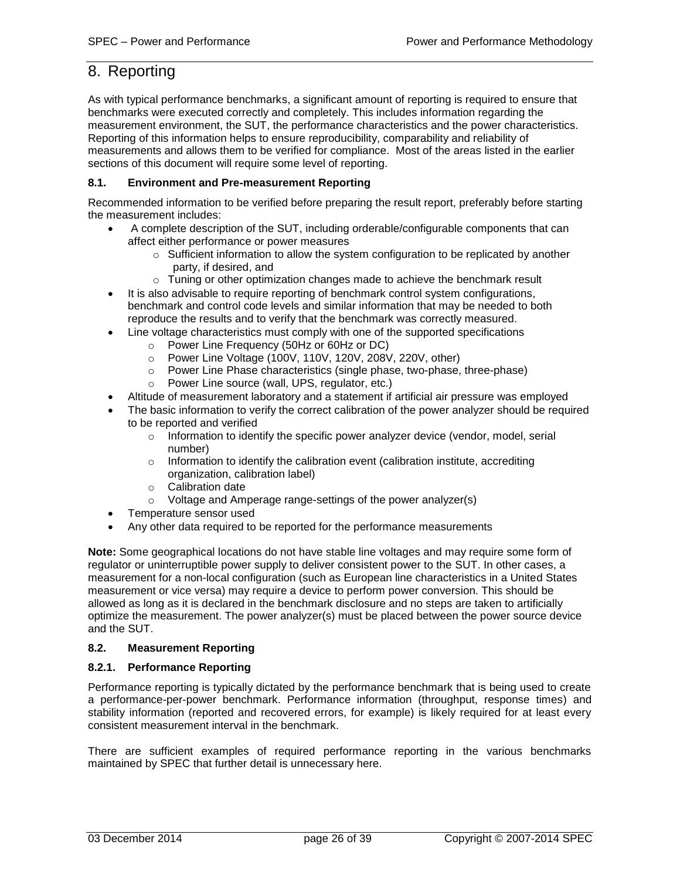# 8. Reporting

As with typical performance benchmarks, a significant amount of reporting is required to ensure that benchmarks were executed correctly and completely. This includes information regarding the measurement environment, the SUT, the performance characteristics and the power characteristics. Reporting of this information helps to ensure reproducibility, comparability and reliability of measurements and allows them to be verified for compliance. Most of the areas listed in the earlier sections of this document will require some level of reporting.

### 8.1. Environment and Pre-measurement Reporting

Recommended information to be verified before preparing the result report, preferably before starting the measurement includes:

- A complete description of the SUT, including orderable/configurable components that can affect either performance or power measures
  - Sufficient information to allow the system configuration to be replicated by another party, if desired, and
  - Tuning or other optimization changes made to achieve the benchmark result
- It is also advisable to require reporting of benchmark control system configurations, benchmark and control code levels and similar information that may be needed to both reproduce the results and to verify that the benchmark was correctly measured.
- Line voltage characteristics must comply with one of the supported specifications
  - Power Line Frequency (50Hz or 60Hz or DC)
  - Power Line Voltage (100V, 110V, 120V, 208V, 220V, other)
  - Power Line Phase characteristics (single phase, two-phase, three-phase)
  - Power Line source (wall, UPS, regulator, etc.)
- Altitude of measurement laboratory and a statement if artificial air pressure was employed
- The basic information to verify the correct calibration of the power analyzer should be required to be reported and verified
  - Information to identify the specific power analyzer device (vendor, model, serial number)
  - Information to identify the calibration event (calibration institute, accrediting organization, calibration label)
  - Calibration date
  - Voltage and Amperage range-settings of the power analyzer(s)
- Temperature sensor used
- Any other data required to be reported for the performance measurements

**Note:** Some geographical locations do not have stable line voltages and may require some form of regulator or uninterruptible power supply to deliver consistent power to the SUT. In other cases, a measurement for a non-local configuration (such as European line characteristics in a United States measurement or vice versa) may require a device to perform power conversion. This should be allowed as long as it is declared in the benchmark disclosure and no steps are taken to artificially optimize the measurement. The power analyzer(s) must be placed between the power source device and the SUT.

### 8.2. Measurement Reporting

#### 8.2.1. Performance Reporting

Performance reporting is typically dictated by the performance benchmark that is being used to create a performance-per-power benchmark. Performance information (throughput, response times) and stability information (reported and recovered errors, for example) is likely required for at least every consistent measurement interval in the benchmark.

There are sufficient examples of required performance reporting in the various benchmarks maintained by SPEC that further detail is unnecessary here.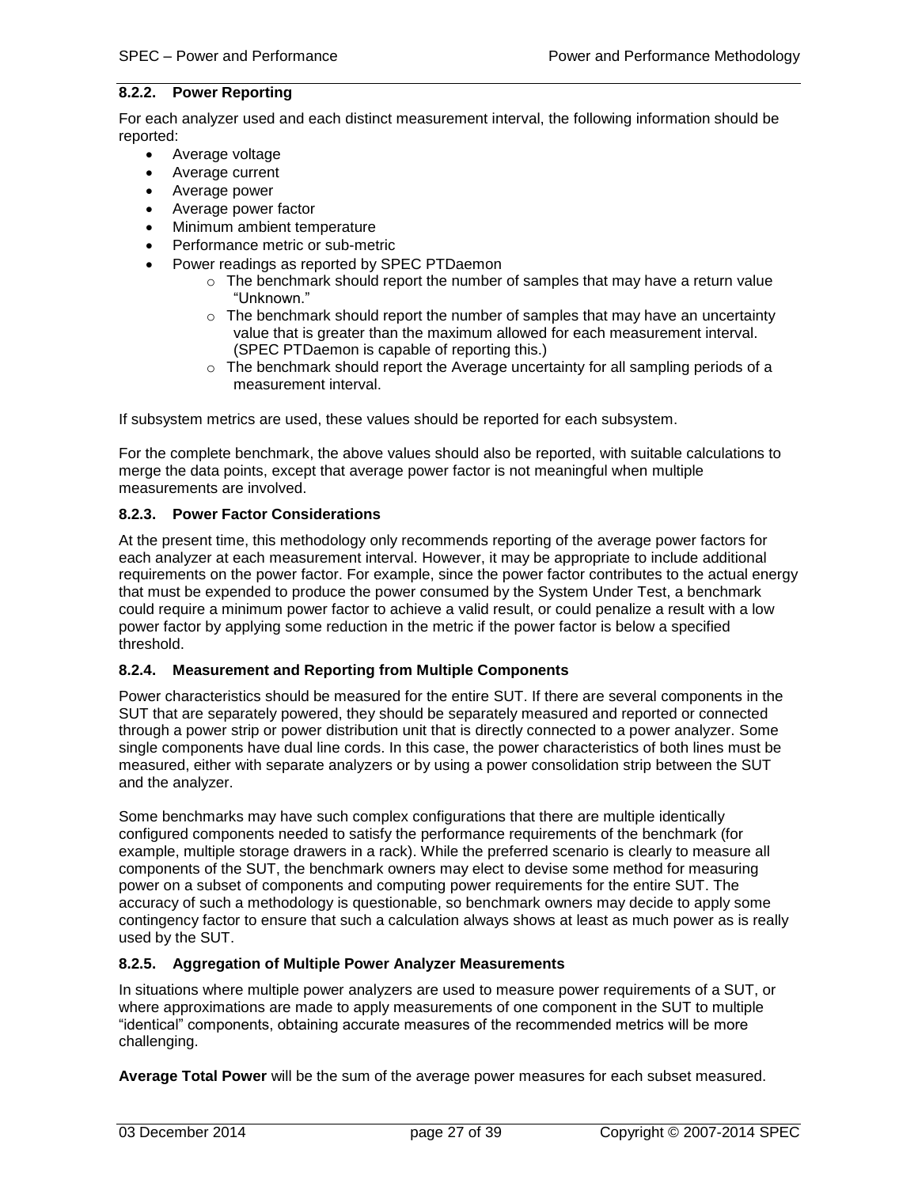### 8.2.2. Power Reporting

For each analyzer used and each distinct measurement interval, the following information should be reported:

- Average voltage
- Average current
- Average power
- Average power factor
- Minimum ambient temperature
- Performance metric or sub-metric
- Power readings as reported by SPEC PTDaemon
  - The benchmark should report the number of samples that may have a return value "Unknown."
  - The benchmark should report the number of samples that may have an uncertainty value that is greater than the maximum allowed for each measurement interval. (SPEC PTDaemon is capable of reporting this.)
  - The benchmark should report the Average uncertainty for all sampling periods of a measurement interval.

If subsystem metrics are used, these values should be reported for each subsystem.

For the complete benchmark, the above values should also be reported, with suitable calculations to merge the data points, except that average power factor is not meaningful when multiple measurements are involved.

### 8.2.3. Power Factor Considerations

At the present time, this methodology only recommends reporting of the average power factors for each analyzer at each measurement interval. However, it may be appropriate to include additional requirements on the power factor. For example, since the power factor contributes to the actual energy that must be expended to produce the power consumed by the System Under Test, a benchmark could require a minimum power factor to achieve a valid result, or could penalize a result with a low power factor by applying some reduction in the metric if the power factor is below a specified threshold.

### 8.2.4. Measurement and Reporting from Multiple Components

Power characteristics should be measured for the entire SUT. If there are several components in the SUT that are separately powered, they should be separately measured and reported or connected through a power strip or power distribution unit that is directly connected to a power analyzer. Some single components have dual line cords. In this case, the power characteristics of both lines must be measured, either with separate analyzers or by using a power consolidation strip between the SUT and the analyzer.

Some benchmarks may have such complex configurations that there are multiple identically configured components needed to satisfy the performance requirements of the benchmark (for example, multiple storage drawers in a rack). While the preferred scenario is clearly to measure all components of the SUT, the benchmark owners may elect to devise some method for measuring power on a subset of components and computing power requirements for the entire SUT. The accuracy of such a methodology is questionable, so benchmark owners may decide to apply some contingency factor to ensure that such a calculation always shows at least as much power as is really used by the SUT.

### 8.2.5. Aggregation of Multiple Power Analyzer Measurements

In situations where multiple power analyzers are used to measure power requirements of a SUT, or where approximations are made to apply measurements of one component in the SUT to multiple "identical" components, obtaining accurate measures of the recommended metrics will be more challenging.

**Average Total Power** will be the sum of the average power measures for each subset measured.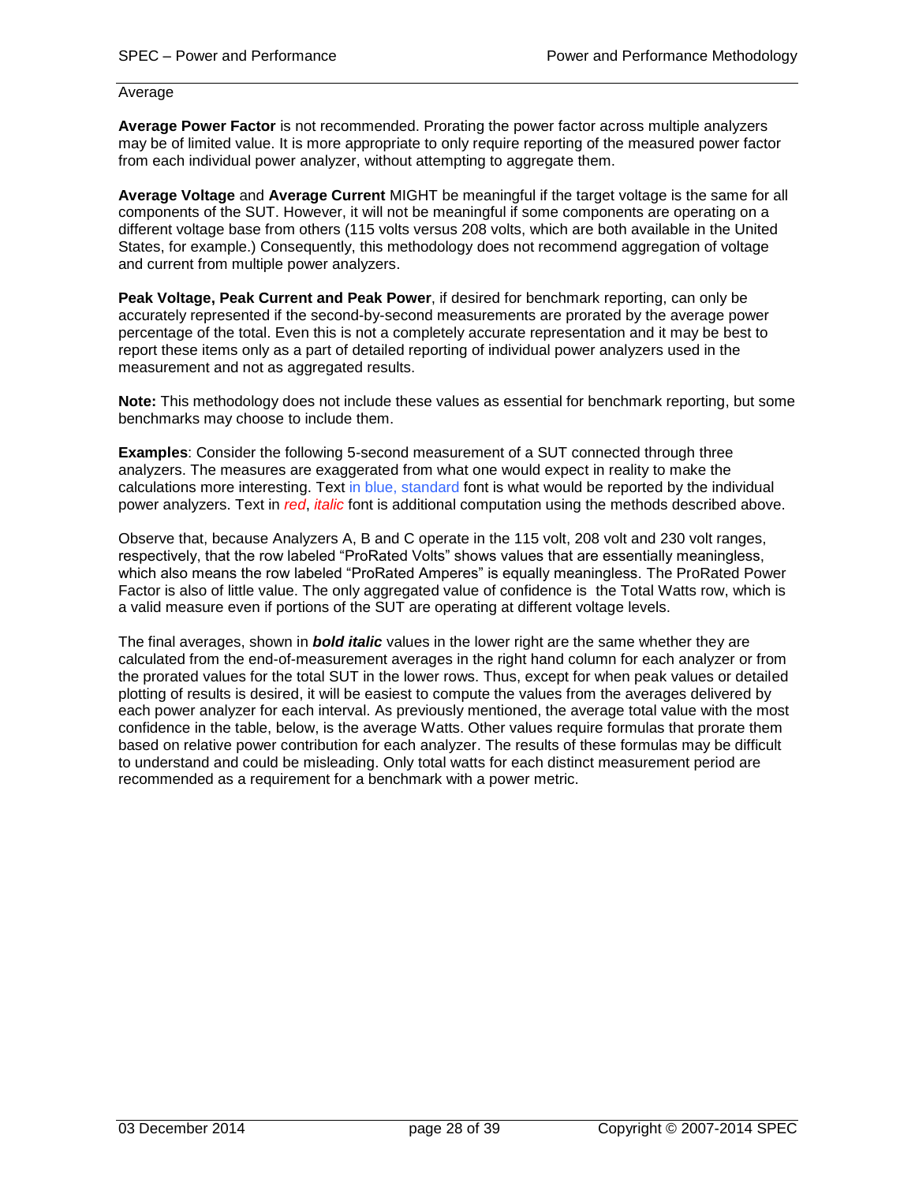Average

**Average Power Factor** is not recommended. Prorating the power factor across multiple analyzers may be of limited value. It is more appropriate to only require reporting of the measured power factor from each individual power analyzer, without attempting to aggregate them.

**Average Voltage** and **Average Current** MIGHT be meaningful if the target voltage is the same for all components of the SUT. However, it will not be meaningful if some components are operating on a different voltage base from others (115 volts versus 208 volts, which are both available in the United States, for example.) Consequently, this methodology does not recommend aggregation of voltage and current from multiple power analyzers.

**Peak Voltage, Peak Current and Peak Power**, if desired for benchmark reporting, can only be accurately represented if the second-by-second measurements are prorated by the average power percentage of the total. Even this is not a completely accurate representation and it may be best to report these items only as a part of detailed reporting of individual power analyzers used in the measurement and not as aggregated results.

**Note:** This methodology does not include these values as essential for benchmark reporting, but some benchmarks may choose to include them.

**Examples**: Consider the following 5-second measurement of a SUT connected through three analyzers. The measures are exaggerated from what one would expect in reality to make the calculations more interesting. Text in blue, standard font is what would be reported by the individual power analyzers. Text in *red*, *italic* font is additional computation using the methods described above.

Observe that, because Analyzers A, B and C operate in the 115 volt, 208 volt and 230 volt ranges, respectively, that the row labeled "ProRated Volts" shows values that are essentially meaningless, which also means the row labeled "ProRated Amperes" is equally meaningless. The ProRated Power Factor is also of little value. The only aggregated value of confidence is the Total Watts row, which is a valid measure even if portions of the SUT are operating at different voltage levels.

The final averages, shown in ***bold italic*** values in the lower right are the same whether they are calculated from the end-of-measurement averages in the right hand column for each analyzer or from the prorated values for the total SUT in the lower rows. Thus, except for when peak values or detailed plotting of results is desired, it will be easiest to compute the values from the averages delivered by each power analyzer for each interval. As previously mentioned, the average total value with the most confidence in the table, below, is the average Watts. Other values require formulas that prorate them based on relative power contribution for each analyzer. The results of these formulas may be difficult to understand and could be misleading. Only total watts for each distinct measurement period are recommended as a requirement for a benchmark with a power metric.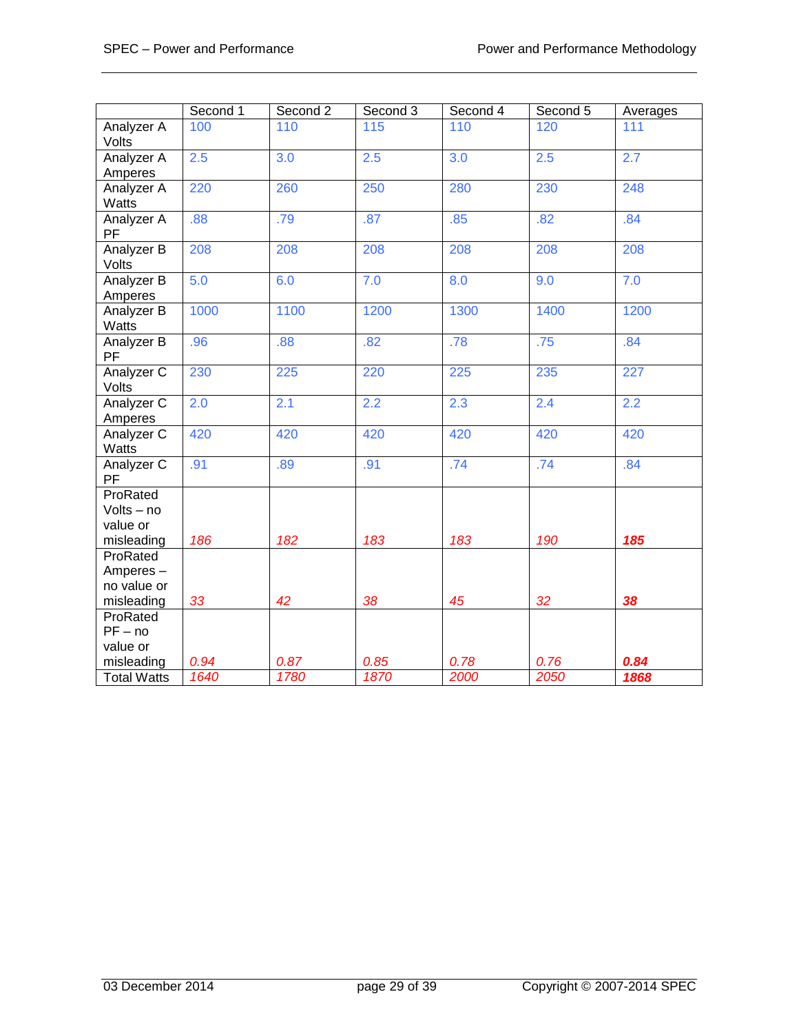| | Second 1 | Second 2 | Second 3 | Second 4 | Second 5 | Averages |
|---|---|---|---|---|---|---|
| Analyzer A Volts | 100 | 110 | 115 | 110 | 120 | 111 |
| Analyzer A Amperes | 2.5 | 3.0 | 2.5 | 3.0 | 2.5 | 2.7 |
| Analyzer A Watts | 220 | 260 | 250 | 280 | 230 | 248 |
| Analyzer A PF | .88 | .79 | .87 | .85 | .82 | .84 |
| Analyzer B Volts | 208 | 208 | 208 | 208 | 208 | 208 |
| Analyzer B Amperes | 5.0 | 6.0 | 7.0 | 8.0 | 9.0 | 7.0 |
| Analyzer B Watts | 1000 | 1100 | 1200 | 1300 | 1400 | 1200 |
| Analyzer B PF | .96 | .88 | .82 | .78 | .75 | .84 |
| Analyzer C Volts | 230 | 225 | 220 | 225 | 235 | 227 |
| Analyzer C Amperes | 2.0 | 2.1 | 2.2 | 2.3 | 2.4 | 2.2 |
| Analyzer C Watts | 420 | 420 | 420 | 420 | 420 | 420 |
| Analyzer C PF | .91 | .89 | .91 | .74 | .74 | .84 |
| ProRated Volts – no value or misleading | *186* | *182* | *183* | *183* | *190* | ***185*** |
| ProRated Amperes – no value or misleading | *33* | *42* | *38* | *45* | *32* | ***38*** |
| ProRated PF – no value or misleading | *0.94* | *0.87* | *0.85* | *0.78* | *0.76* | ***0.84*** |
| Total Watts | *1640* | *1780* | *1870* | *2000* | *2050* | ***1868*** |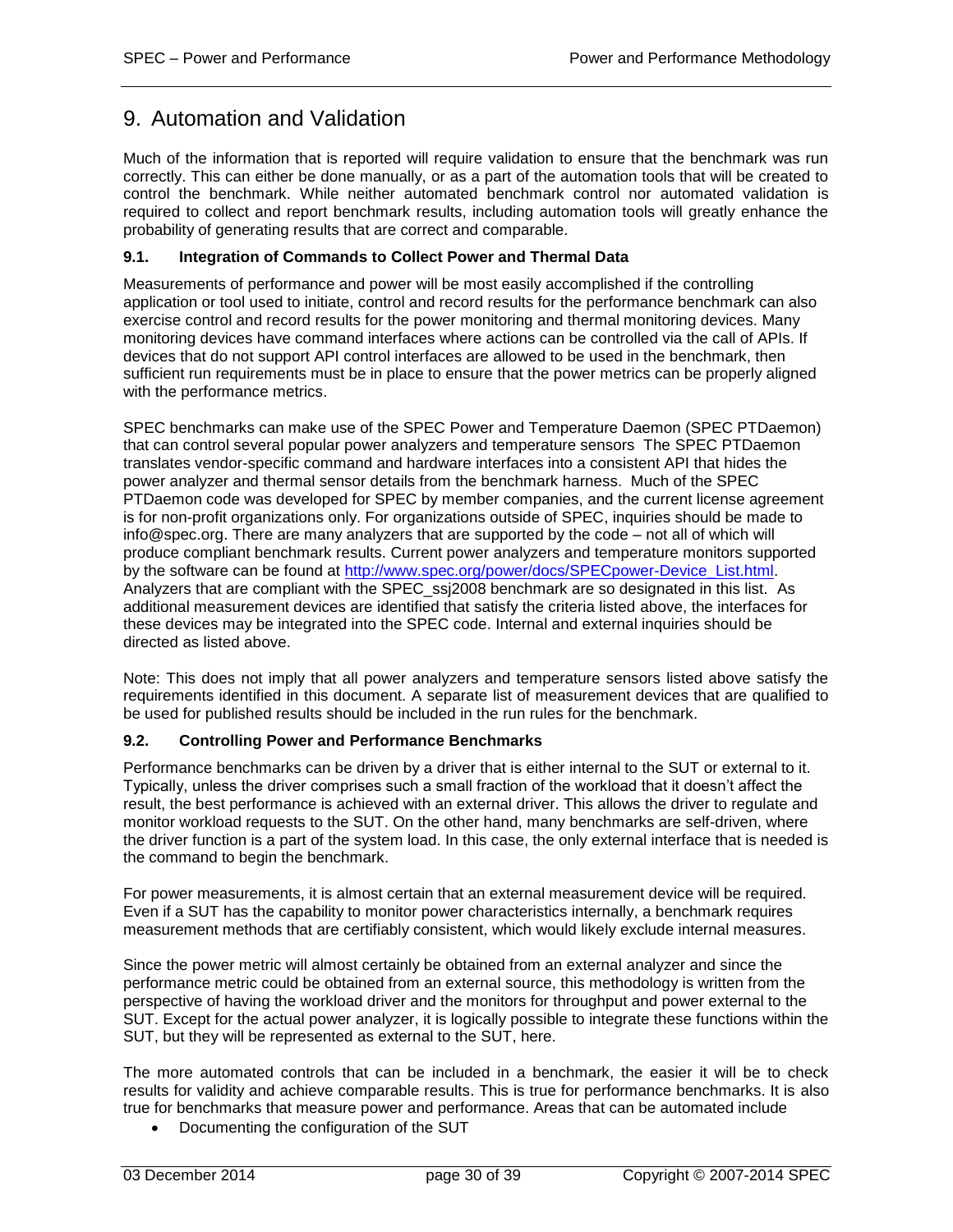# 9. Automation and Validation

Much of the information that is reported will require validation to ensure that the benchmark was run correctly. This can either be done manually, or as a part of the automation tools that will be created to control the benchmark. While neither automated benchmark control nor automated validation is required to collect and report benchmark results, including automation tools will greatly enhance the probability of generating results that are correct and comparable.

## 9.1. Integration of Commands to Collect Power and Thermal Data

Measurements of performance and power will be most easily accomplished if the controlling application or tool used to initiate, control and record results for the performance benchmark can also exercise control and record results for the power monitoring and thermal monitoring devices. Many monitoring devices have command interfaces where actions can be controlled via the call of APIs. If devices that do not support API control interfaces are allowed to be used in the benchmark, then sufficient run requirements must be in place to ensure that the power metrics can be properly aligned with the performance metrics.

SPEC benchmarks can make use of the SPEC Power and Temperature Daemon (SPEC PTDaemon) that can control several popular power analyzers and temperature sensors The SPEC PTDaemon translates vendor-specific command and hardware interfaces into a consistent API that hides the power analyzer and thermal sensor details from the benchmark harness. Much of the SPEC PTDaemon code was developed for SPEC by member companies, and the current license agreement is for non-profit organizations only. For organizations outside of SPEC, inquiries should be made to info@spec.org. There are many analyzers that are supported by the code – not all of which will produce compliant benchmark results. Current power analyzers and temperature monitors supported by the software can be found at [http://www.spec.org/power/docs/SPECpower-Device_List.html](http://www.spec.org/power/docs/SPECpower-Device_List.html). Analyzers that are compliant with the SPEC_ssj2008 benchmark are so designated in this list. As additional measurement devices are identified that satisfy the criteria listed above, the interfaces for these devices may be integrated into the SPEC code. Internal and external inquiries should be directed as listed above.

Note: This does not imply that all power analyzers and temperature sensors listed above satisfy the requirements identified in this document. A separate list of measurement devices that are qualified to be used for published results should be included in the run rules for the benchmark.

## 9.2. Controlling Power and Performance Benchmarks

Performance benchmarks can be driven by a driver that is either internal to the SUT or external to it. Typically, unless the driver comprises such a small fraction of the workload that it doesn't affect the result, the best performance is achieved with an external driver. This allows the driver to regulate and monitor workload requests to the SUT. On the other hand, many benchmarks are self-driven, where the driver function is a part of the system load. In this case, the only external interface that is needed is the command to begin the benchmark.

For power measurements, it is almost certain that an external measurement device will be required. Even if a SUT has the capability to monitor power characteristics internally, a benchmark requires measurement methods that are certifiably consistent, which would likely exclude internal measures.

Since the power metric will almost certainly be obtained from an external analyzer and since the performance metric could be obtained from an external source, this methodology is written from the perspective of having the workload driver and the monitors for throughput and power external to the SUT. Except for the actual power analyzer, it is logically possible to integrate these functions within the SUT, but they will be represented as external to the SUT, here.

The more automated controls that can be included in a benchmark, the easier it will be to check results for validity and achieve comparable results. This is true for performance benchmarks. It is also true for benchmarks that measure power and performance. Areas that can be automated include

- Documenting the configuration of the SUT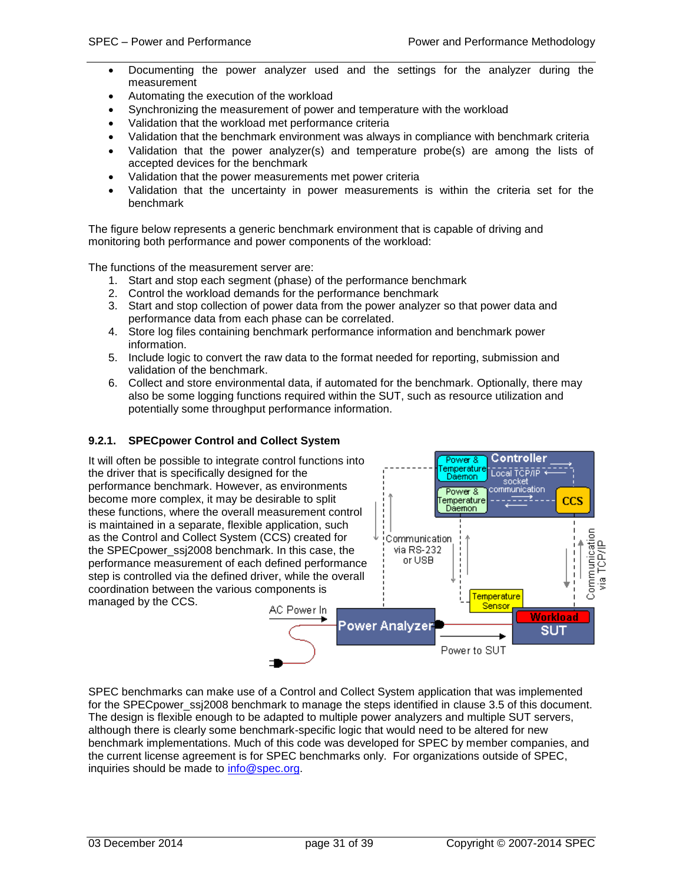- Documenting the power analyzer used and the settings for the analyzer during the measurement
- Automating the execution of the workload
- Synchronizing the measurement of power and temperature with the workload
- Validation that the workload met performance criteria
- Validation that the benchmark environment was always in compliance with benchmark criteria
- Validation that the power analyzer(s) and temperature probe(s) are among the lists of accepted devices for the benchmark
- Validation that the power measurements met power criteria
- Validation that the uncertainty in power measurements is within the criteria set for the benchmark

The figure below represents a generic benchmark environment that is capable of driving and monitoring both performance and power components of the workload:

The functions of the measurement server are:

1. Start and stop each segment (phase) of the performance benchmark
2. Control the workload demands for the performance benchmark
3. Start and stop collection of power data from the power analyzer so that power data and performance data from each phase can be correlated.
4. Store log files containing benchmark performance information and benchmark power information.
5. Include logic to convert the raw data to the format needed for reporting, submission and validation of the benchmark.
6. Collect and store environmental data, if automated for the benchmark. Optionally, there may also be some logging functions required within the SUT, such as resource utilization and potentially some throughput performance information.

### 9.2.1. SPECpower Control and Collect System

It will often be possible to integrate control functions into the driver that is specifically designed for the performance benchmark. However, as environments become more complex, it may be desirable to split these functions, where the overall measurement control is maintained in a separate, flexible application, such as the Control and Collect System (CCS) created for the SPECpower_ssj2008 benchmark. In this case, the performance measurement of each defined performance step is controlled via the defined driver, while the overall coordination between the various components is managed by the CCS.

SPEC benchmarks can make use of a Control and Collect System application that was implemented for the SPECpower_ssj2008 benchmark to manage the steps identified in clause 3.5 of this document. The design is flexible enough to be adapted to multiple power analyzers and multiple SUT servers, although there is clearly some benchmark-specific logic that would need to be altered for new benchmark implementations. Much of this code was developed for SPEC by member companies, and the current license agreement is for SPEC benchmarks only. For organizations outside of SPEC, inquiries should be made to info@spec.org.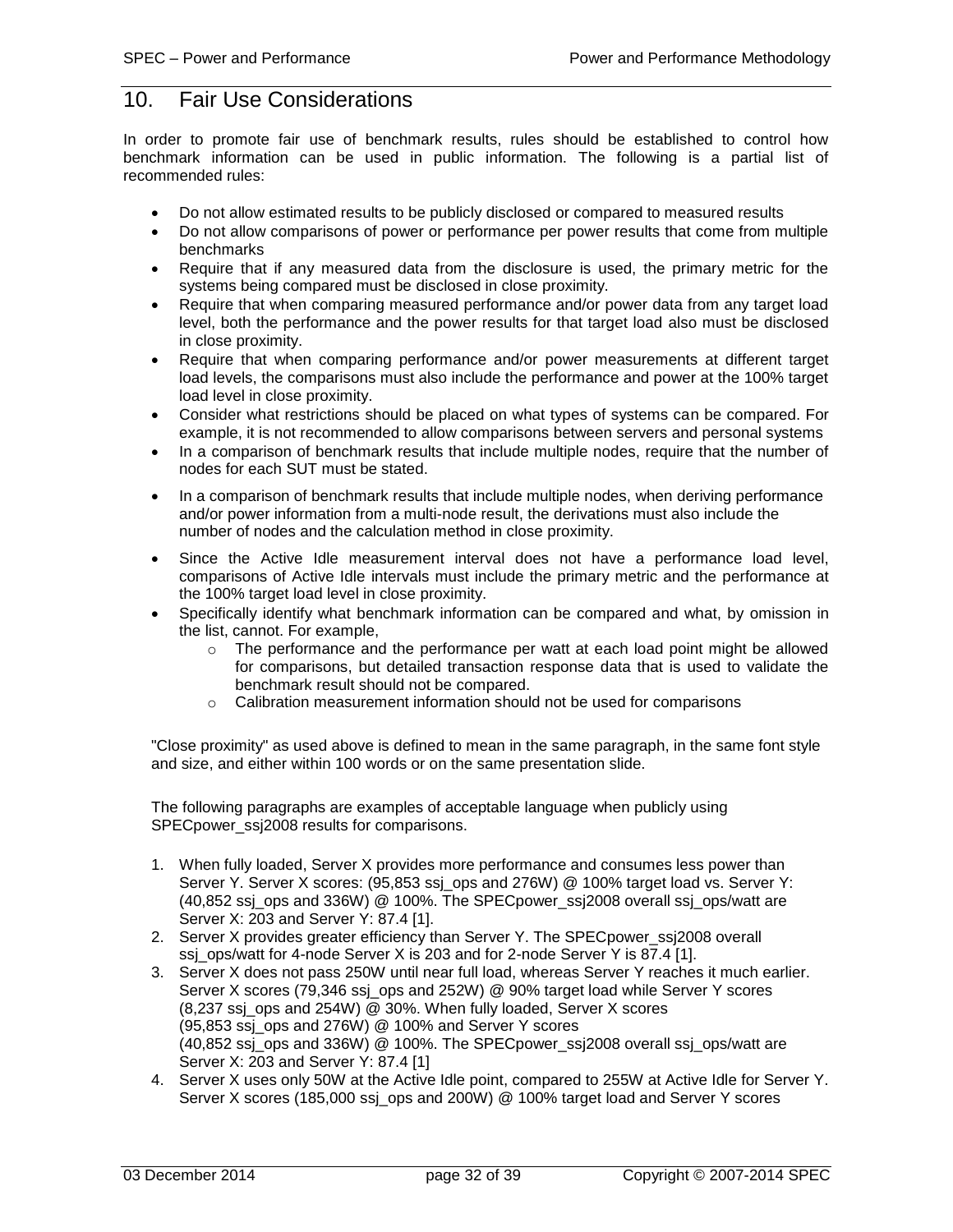# 10. Fair Use Considerations

In order to promote fair use of benchmark results, rules should be established to control how benchmark information can be used in public information. The following is a partial list of recommended rules:

- Do not allow estimated results to be publicly disclosed or compared to measured results
- Do not allow comparisons of power or performance per power results that come from multiple benchmarks
- Require that if any measured data from the disclosure is used, the primary metric for the systems being compared must be disclosed in close proximity.
- Require that when comparing measured performance and/or power data from any target load level, both the performance and the power results for that target load also must be disclosed in close proximity.
- Require that when comparing performance and/or power measurements at different target load levels, the comparisons must also include the performance and power at the 100% target load level in close proximity.
- Consider what restrictions should be placed on what types of systems can be compared. For example, it is not recommended to allow comparisons between servers and personal systems
- In a comparison of benchmark results that include multiple nodes, require that the number of nodes for each SUT must be stated.
- In a comparison of benchmark results that include multiple nodes, when deriving performance and/or power information from a multi-node result, the derivations must also include the number of nodes and the calculation method in close proximity.
- Since the Active Idle measurement interval does not have a performance load level, comparisons of Active Idle intervals must include the primary metric and the performance at the 100% target load level in close proximity.
- Specifically identify what benchmark information can be compared and what, by omission in the list, cannot. For example,
    - The performance and the performance per watt at each load point might be allowed for comparisons, but detailed transaction response data that is used to validate the benchmark result should not be compared.
    - Calibration measurement information should not be used for comparisons

"Close proximity" as used above is defined to mean in the same paragraph, in the same font style and size, and either within 100 words or on the same presentation slide.

The following paragraphs are examples of acceptable language when publicly using SPECpower_ssj2008 results for comparisons.

1. When fully loaded, Server X provides more performance and consumes less power than Server Y. Server X scores: (95,853 ssj_ops and 276W) @ 100% target load vs. Server Y: (40,852 ssj_ops and 336W) @ 100%. The SPECpower_ssj2008 overall ssj_ops/watt are Server X: 203 and Server Y: 87.4 [1].
2. Server X provides greater efficiency than Server Y. The SPECpower_ssj2008 overall ssj_ops/watt for 4-node Server X is 203 and for 2-node Server Y is 87.4 [1].
3. Server X does not pass 250W until near full load, whereas Server Y reaches it much earlier. Server X scores (79,346 ssj_ops and 252W) @ 90% target load while Server Y scores (8,237 ssj_ops and 254W) @ 30%. When fully loaded, Server X scores (95,853 ssj_ops and 276W) @ 100% and Server Y scores (40,852 ssj_ops and 336W) @ 100%. The SPECpower_ssj2008 overall ssj_ops/watt are Server X: 203 and Server Y: 87.4 [1]
4. Server X uses only 50W at the Active Idle point, compared to 255W at Active Idle for Server Y. Server X scores (185,000 ssj_ops and 200W) @ 100% target load and Server Y scores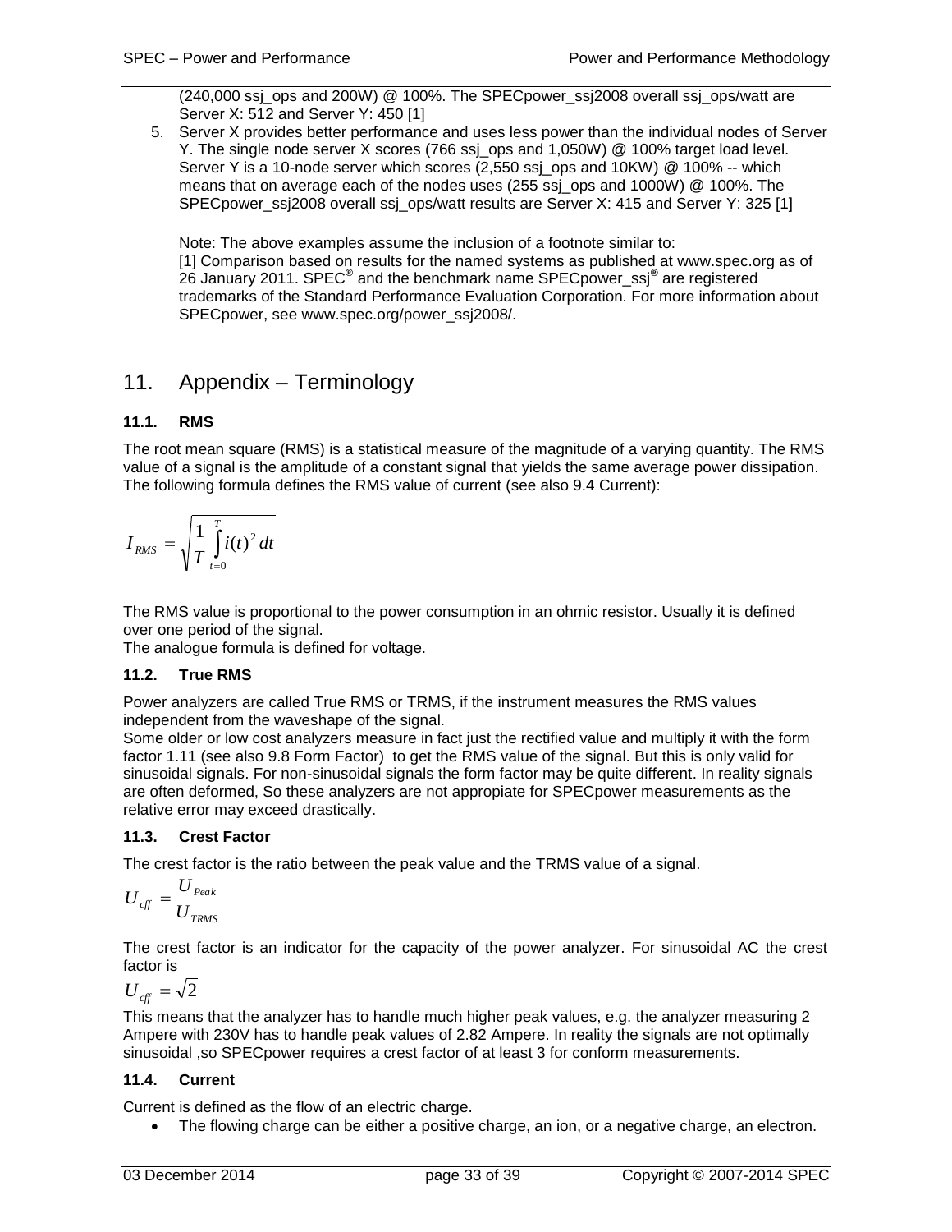(240,000 ssj_ops and 200W) @ 100%. The SPECpower_ssj2008 overall ssj_ops/watt are Server X: 512 and Server Y: 450 [1]

5. Server X provides better performance and uses less power than the individual nodes of Server Y. The single node server X scores (766 ssj_ops and 1,050W) @ 100% target load level. Server Y is a 10-node server which scores (2,550 ssj_ops and 10KW) @ 100% -- which means that on average each of the nodes uses (255 ssj_ops and 1000W) @ 100%. The SPECpower_ssj2008 overall ssj_ops/watt results are Server X: 415 and Server Y: 325 [1]

   Note: The above examples assume the inclusion of a footnote similar to:
   [1] Comparison based on results for the named systems as published at www.spec.org as of 26 January 2011. SPEC® and the benchmark name SPECpower_ssj® are registered trademarks of the Standard Performance Evaluation Corporation. For more information about SPECpower, see www.spec.org/power_ssj2008/.

# 11. Appendix – Terminology

## 11.1. RMS

The root mean square (RMS) is a statistical measure of the magnitude of a varying quantity. The RMS value of a signal is the amplitude of a constant signal that yields the same average power dissipation. The following formula defines the RMS value of current (see also 9.4 Current):

$$I_{RMS} = \sqrt{\frac{1}{T}\int_{t=0}^{T} i(t)^2\, dt}$$

The RMS value is proportional to the power consumption in an ohmic resistor. Usually it is defined over one period of the signal.
The analogue formula is defined for voltage.

## 11.2. True RMS

Power analyzers are called True RMS or TRMS, if the instrument measures the RMS values independent from the waveshape of the signal.
Some older or low cost analyzers measure in fact just the rectified value and multiply it with the form factor 1.11 (see also 9.8 Form Factor) to get the RMS value of the signal. But this is only valid for sinusoidal signals. For non-sinusoidal signals the form factor may be quite different. In reality signals are often deformed, So these analyzers are not appropiate for SPECpower measurements as the relative error may exceed drastically.

## 11.3. Crest Factor

The crest factor is the ratio between the peak value and the TRMS value of a signal.

$$U_{cff} = \frac{U_{Peak}}{U_{TRMS}}$$

The crest factor is an indicator for the capacity of the power analyzer. For sinusoidal AC the crest factor is

$$U_{cff} = \sqrt{2}$$

This means that the analyzer has to handle much higher peak values, e.g. the analyzer measuring 2 Ampere with 230V has to handle peak values of 2.82 Ampere. In reality the signals are not optimally sinusoidal ,so SPECpower requires a crest factor of at least 3 for conform measurements.

## 11.4. Current

Current is defined as the flow of an electric charge.

- The flowing charge can be either a positive charge, an ion, or a negative charge, an electron.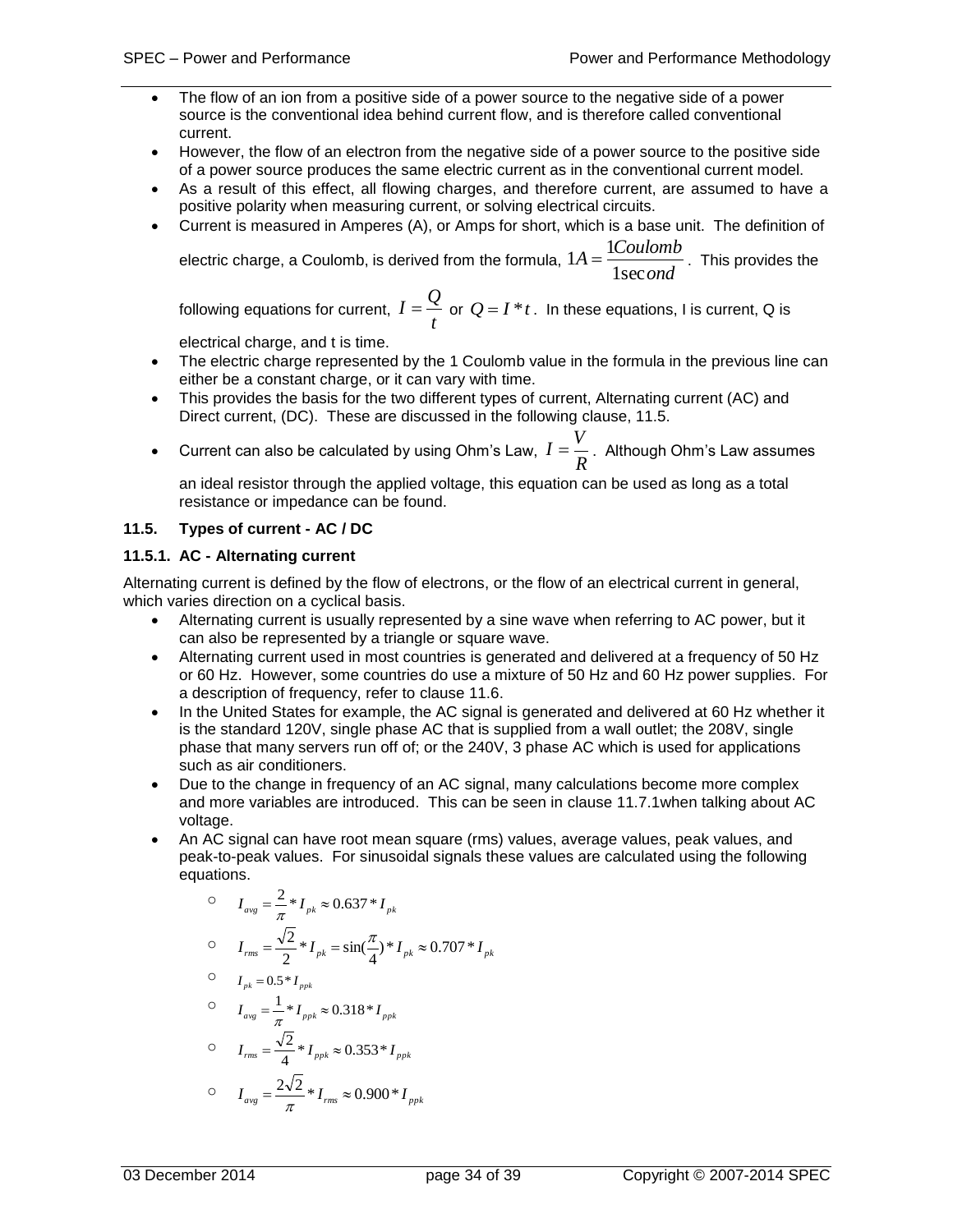- The flow of an ion from a positive side of a power source to the negative side of a power source is the conventional idea behind current flow, and is therefore called conventional current.
- However, the flow of an electron from the negative side of a power source to the positive side of a power source produces the same electric current as in the conventional current model.
- As a result of this effect, all flowing charges, and therefore current, are assumed to have a positive polarity when measuring current, or solving electrical circuits.
- Current is measured in Amperes (A), or Amps for short, which is a base unit. The definition of electric charge, a Coulomb, is derived from the formula, $1A = \frac{1Coulomb}{1second}$. This provides the following equations for current, $I = \frac{Q}{t}$ or $Q = I * t$. In these equations, I is current, Q is electrical charge, and t is time.
- The electric charge represented by the 1 Coulomb value in the formula in the previous line can either be a constant charge, or it can vary with time.
- This provides the basis for the two different types of current, Alternating current (AC) and Direct current, (DC). These are discussed in the following clause, 11.5.
- Current can also be calculated by using Ohm's Law, $I = \frac{V}{R}$. Although Ohm's Law assumes an ideal resistor through the applied voltage, this equation can be used as long as a total resistance or impedance can be found.

### 11.5. Types of current - AC / DC

#### 11.5.1. AC - Alternating current

Alternating current is defined by the flow of electrons, or the flow of an electrical current in general, which varies direction on a cyclical basis.

- Alternating current is usually represented by a sine wave when referring to AC power, but it can also be represented by a triangle or square wave.
- Alternating current used in most countries is generated and delivered at a frequency of 50 Hz or 60 Hz. However, some countries do use a mixture of 50 Hz and 60 Hz power supplies. For a description of frequency, refer to clause 11.6.
- In the United States for example, the AC signal is generated and delivered at 60 Hz whether it is the standard 120V, single phase AC that is supplied from a wall outlet; the 208V, single phase that many servers run off of; or the 240V, 3 phase AC which is used for applications such as air conditioners.
- Due to the change in frequency of an AC signal, many calculations become more complex and more variables are introduced. This can be seen in clause 11.7.1when talking about AC voltage.
- An AC signal can have root mean square (rms) values, average values, peak values, and peak-to-peak values. For sinusoidal signals these values are calculated using the following equations.
  - $I_{avg} = \frac{2}{\pi} * I_{pk} \approx 0.637 * I_{pk}$
  - $I_{rms} = \frac{\sqrt{2}}{2} * I_{pk} = \sin(\frac{\pi}{4}) * I_{pk} \approx 0.707 * I_{pk}$
  - $I_{pk} = 0.5 * I_{ppk}$
  - $I_{avg} = \frac{1}{\pi} * I_{ppk} \approx 0.318 * I_{ppk}$
  - $I_{rms} = \frac{\sqrt{2}}{4} * I_{ppk} \approx 0.353 * I_{ppk}$
  - $I_{avg} = \frac{2\sqrt{2}}{\pi} * I_{rms} \approx 0.900 * I_{ppk}$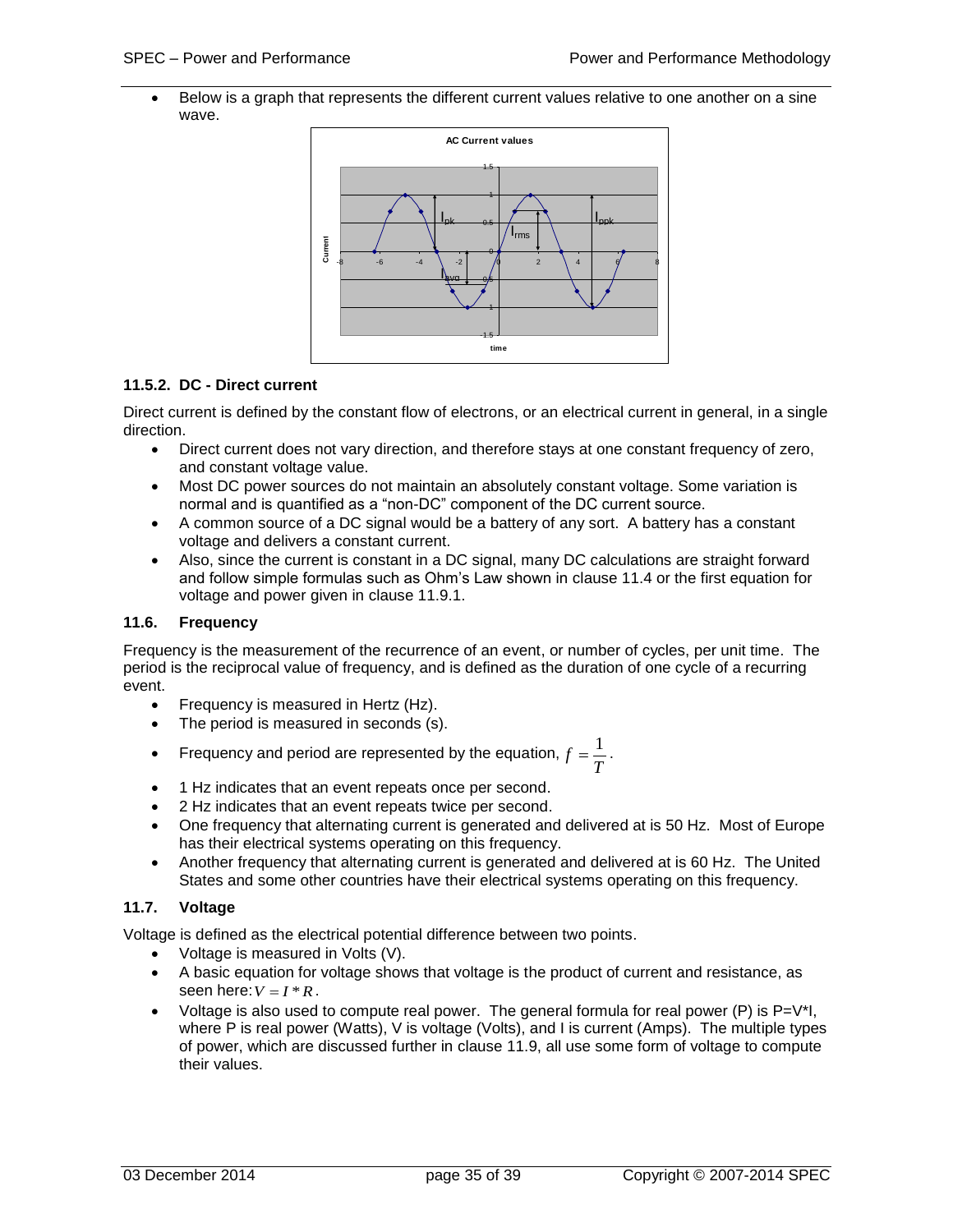- Below is a graph that represents the different current values relative to one another on a sine wave.

### 11.5.2. DC - Direct current

Direct current is defined by the constant flow of electrons, or an electrical current in general, in a single direction.

- Direct current does not vary direction, and therefore stays at one constant frequency of zero, and constant voltage value.
- Most DC power sources do not maintain an absolutely constant voltage. Some variation is normal and is quantified as a “non-DC” component of the DC current source.
- A common source of a DC signal would be a battery of any sort. A battery has a constant voltage and delivers a constant current.
- Also, since the current is constant in a DC signal, many DC calculations are straight forward and follow simple formulas such as Ohm’s Law shown in clause 11.4 or the first equation for voltage and power given in clause 11.9.1.

## 11.6. Frequency

Frequency is the measurement of the recurrence of an event, or number of cycles, per unit time. The period is the reciprocal value of frequency, and is defined as the duration of one cycle of a recurring event.

- Frequency is measured in Hertz (Hz).
- The period is measured in seconds (s).
- Frequency and period are represented by the equation, $f = \frac{1}{T}$.
- 1 Hz indicates that an event repeats once per second.
- 2 Hz indicates that an event repeats twice per second.
- One frequency that alternating current is generated and delivered at is 50 Hz. Most of Europe has their electrical systems operating on this frequency.
- Another frequency that alternating current is generated and delivered at is 60 Hz. The United States and some other countries have their electrical systems operating on this frequency.

## 11.7. Voltage

Voltage is defined as the electrical potential difference between two points.

- Voltage is measured in Volts (V).
- A basic equation for voltage shows that voltage is the product of current and resistance, as seen here: $V = I * R$.
- Voltage is also used to compute real power. The general formula for real power (P) is P=V*I, where P is real power (Watts), V is voltage (Volts), and I is current (Amps). The multiple types of power, which are discussed further in clause 11.9, all use some form of voltage to compute their values.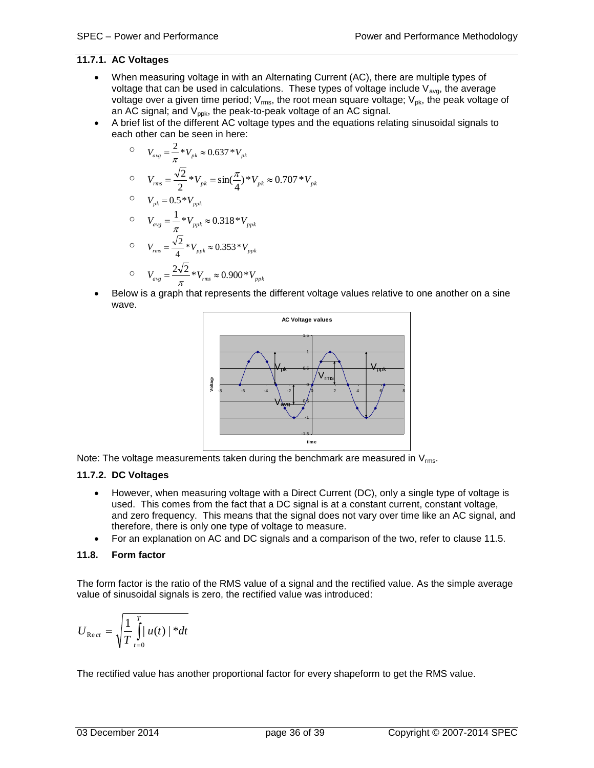### 11.7.1. AC Voltages

- When measuring voltage in with an Alternating Current (AC), there are multiple types of voltage that can be used in calculations. These types of voltage include $V_{avg}$, the average voltage over a given time period; $V_{rms}$, the root mean square voltage; $V_{pk}$, the peak voltage of an AC signal; and $V_{ppk}$, the peak-to-peak voltage of an AC signal.
- A brief list of the different AC voltage types and the equations relating sinusoidal signals to each other can be seen in here:
  - $V_{avg} = \frac{2}{\pi} * V_{pk} \approx 0.637 * V_{pk}$
  - $V_{rms} = \frac{\sqrt{2}}{2} * V_{pk} = \sin(\frac{\pi}{4}) * V_{pk} \approx 0.707 * V_{pk}$
  - $V_{pk} = 0.5 * V_{ppk}$
  - $V_{avg} = \frac{1}{\pi} * V_{ppk} \approx 0.318 * V_{ppk}$
  - $V_{rms} = \frac{\sqrt{2}}{4} * V_{ppk} \approx 0.353 * V_{ppk}$
  - $V_{avg} = \frac{2\sqrt{2}}{\pi} * V_{rms} \approx 0.900 * V_{ppk}$
- Below is a graph that represents the different voltage values relative to one another on a sine wave.

Note: The voltage measurements taken during the benchmark are measured in $V_{rms}$.

### 11.7.2. DC Voltages

- However, when measuring voltage with a Direct Current (DC), only a single type of voltage is used. This comes from the fact that a DC signal is at a constant current, constant voltage, and zero frequency. This means that the signal does not vary over time like an AC signal, and therefore, there is only one type of voltage to measure.
- For an explanation on AC and DC signals and a comparison of the two, refer to clause 11.5.

## 11.8. Form factor

The form factor is the ratio of the RMS value of a signal and the rectified value. As the simple average value of sinusoidal signals is zero, the rectified value was introduced:

$$U_{Rect} = \sqrt{\frac{1}{T} \int_{t=0}^{T} | u(t) | * dt}$$

The rectified value has another proportional factor for every shapeform to get the RMS value.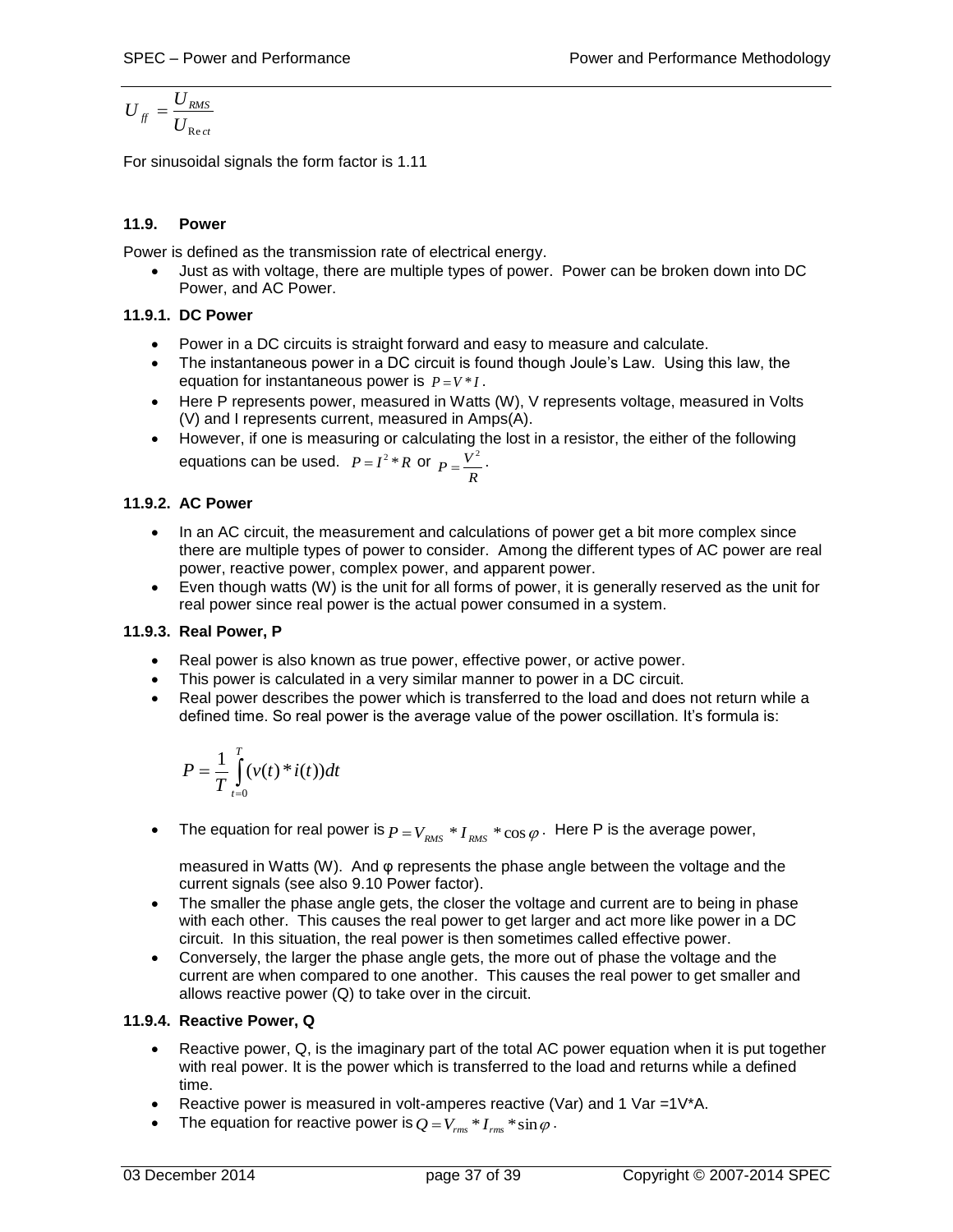$$U_{ff} = \frac{U_{RMS}}{U_{\mathrm{Re}ct}}$$

For sinusoidal signals the form factor is 1.11

### 11.9. Power

Power is defined as the transmission rate of electrical energy.

- Just as with voltage, there are multiple types of power. Power can be broken down into DC Power, and AC Power.

#### 11.9.1. DC Power

- Power in a DC circuits is straight forward and easy to measure and calculate.
- The instantaneous power in a DC circuit is found though Joule's Law. Using this law, the equation for instantaneous power is $P = V * I$.
- Here P represents power, measured in Watts (W), V represents voltage, measured in Volts (V) and I represents current, measured in Amps(A).
- However, if one is measuring or calculating the lost in a resistor, the either of the following equations can be used. $P = I^2 * R$ or $P = \frac{V^2}{R}$.

#### 11.9.2. AC Power

- In an AC circuit, the measurement and calculations of power get a bit more complex since there are multiple types of power to consider. Among the different types of AC power are real power, reactive power, complex power, and apparent power.
- Even though watts (W) is the unit for all forms of power, it is generally reserved as the unit for real power since real power is the actual power consumed in a system.

#### 11.9.3. Real Power, P

- Real power is also known as true power, effective power, or active power.
- This power is calculated in a very similar manner to power in a DC circuit.
- Real power describes the power which is transferred to the load and does not return while a defined time. So real power is the average value of the power oscillation. It's formula is:

$$P = \frac{1}{T} \int_{t=0}^{T} (v(t) * i(t)) dt$$

- The equation for real power is $P = V_{RMS} * I_{RMS} * \cos \varphi$. Here P is the average power, measured in Watts (W). And φ represents the phase angle between the voltage and the current signals (see also 9.10 Power factor).
- The smaller the phase angle gets, the closer the voltage and current are to being in phase with each other. This causes the real power to get larger and act more like power in a DC circuit. In this situation, the real power is then sometimes called effective power.
- Conversely, the larger the phase angle gets, the more out of phase the voltage and the current are when compared to one another. This causes the real power to get smaller and allows reactive power (Q) to take over in the circuit.

#### 11.9.4. Reactive Power, Q

- Reactive power, Q, is the imaginary part of the total AC power equation when it is put together with real power. It is the power which is transferred to the load and returns while a defined time.
- Reactive power is measured in volt-amperes reactive (Var) and 1 Var =1V*A.
- The equation for reactive power is $Q = V_{rms} * I_{rms} * \sin \varphi$.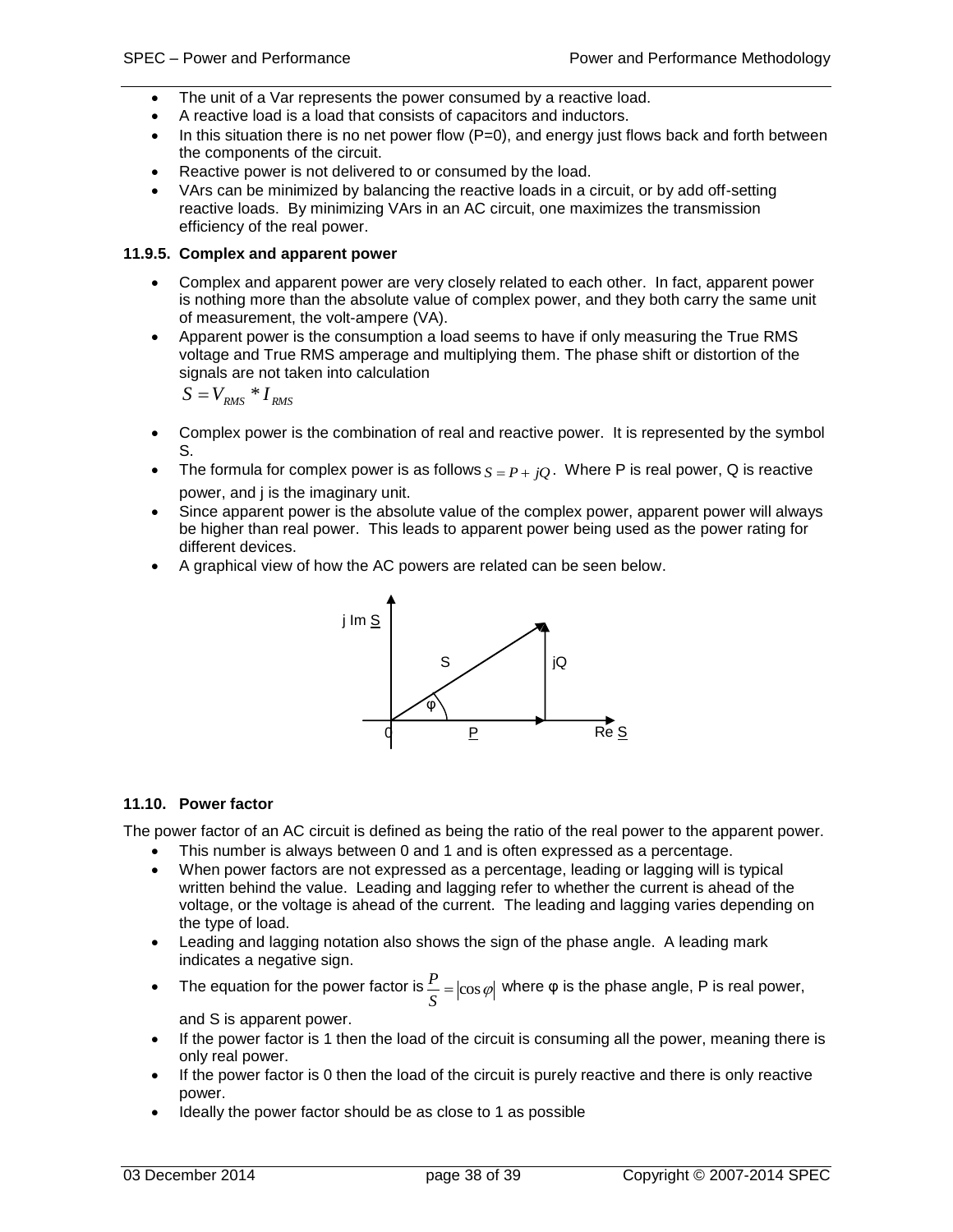- The unit of a Var represents the power consumed by a reactive load.
- A reactive load is a load that consists of capacitors and inductors.
- In this situation there is no net power flow (P=0), and energy just flows back and forth between the components of the circuit.
- Reactive power is not delivered to or consumed by the load.
- VArs can be minimized by balancing the reactive loads in a circuit, or by add off-setting reactive loads. By minimizing VArs in an AC circuit, one maximizes the transmission efficiency of the real power.

#### 11.9.5. Complex and apparent power

- Complex and apparent power are very closely related to each other. In fact, apparent power is nothing more than the absolute value of complex power, and they both carry the same unit of measurement, the volt-ampere (VA).
- Apparent power is the consumption a load seems to have if only measuring the True RMS voltage and True RMS amperage and multiplying them. The phase shift or distortion of the signals are not taken into calculation
  $S = V_{RMS} * I_{RMS}$
- Complex power is the combination of real and reactive power. It is represented by the symbol S.
- The formula for complex power is as follows $S = P + jQ$. Where P is real power, Q is reactive power, and j is the imaginary unit.
- Since apparent power is the absolute value of the complex power, apparent power will always be higher than real power. This leads to apparent power being used as the power rating for different devices.
- A graphical view of how the AC powers are related can be seen below.

### 11.10. Power factor

The power factor of an AC circuit is defined as being the ratio of the real power to the apparent power.

- This number is always between 0 and 1 and is often expressed as a percentage.
- When power factors are not expressed as a percentage, leading or lagging will is typical written behind the value. Leading and lagging refer to whether the current is ahead of the voltage, or the voltage is ahead of the current. The leading and lagging varies depending on the type of load.
- Leading and lagging notation also shows the sign of the phase angle. A leading mark indicates a negative sign.
- The equation for the power factor is $\frac{P}{S} = |\cos\varphi|$ where φ is the phase angle, P is real power, and S is apparent power.
- If the power factor is 1 then the load of the circuit is consuming all the power, meaning there is only real power.
- If the power factor is 0 then the load of the circuit is purely reactive and there is only reactive power.
- Ideally the power factor should be as close to 1 as possible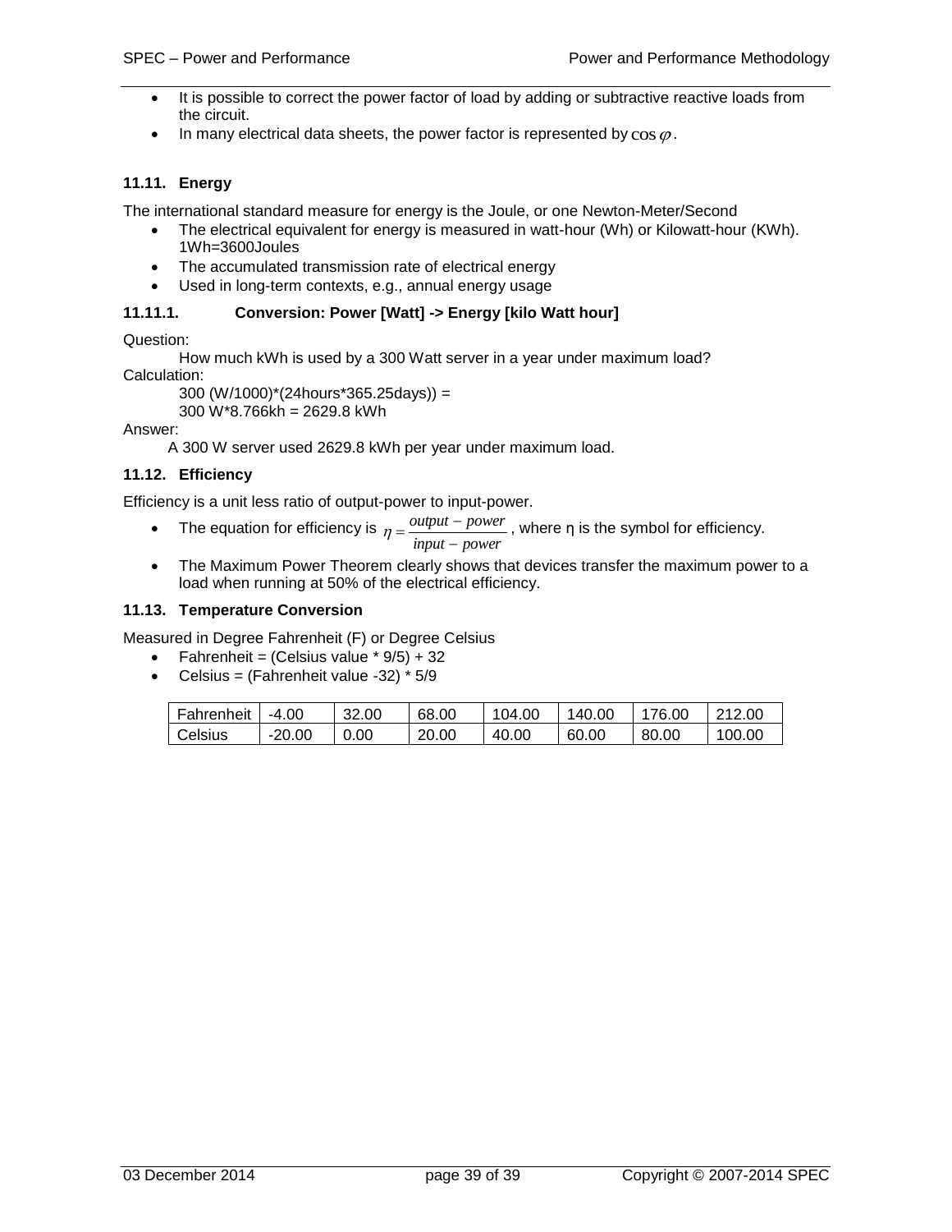- It is possible to correct the power factor of load by adding or subtractive reactive loads from the circuit.
- In many electrical data sheets, the power factor is represented by $\cos\varphi$.

### 11.11. Energy

The international standard measure for energy is the Joule, or one Newton-Meter/Second

- The electrical equivalent for energy is measured in watt-hour (Wh) or Kilowatt-hour (KWh). 1Wh=3600Joules
- The accumulated transmission rate of electrical energy
- Used in long-term contexts, e.g., annual energy usage

#### 11.11.1. Conversion: Power [Watt] -> Energy [kilo Watt hour]

Question:

How much kWh is used by a 300 Watt server in a year under maximum load?

Calculation:

300 (W/1000)*(24hours*365.25days)) =

300 W*8.766kh = 2629.8 kWh

Answer:

A 300 W server used 2629.8 kWh per year under maximum load.

### 11.12. Efficiency

Efficiency is a unit less ratio of output-power to input-power.

- The equation for efficiency is $\eta = \frac{output - power}{input - power}$, where η is the symbol for efficiency.
- The Maximum Power Theorem clearly shows that devices transfer the maximum power to a load when running at 50% of the electrical efficiency.

### 11.13. Temperature Conversion

Measured in Degree Fahrenheit (F) or Degree Celsius

- Fahrenheit = (Celsius value * 9/5) + 32
- Celsius = (Fahrenheit value -32) * 5/9

| | | | | | | | |
|---|---|---|---|---|---|---|---|
| Fahrenheit | -4.00 | 32.00 | 68.00 | 104.00 | 140.00 | 176.00 | 212.00 |
| Celsius | -20.00 | 0.00 | 20.00 | 40.00 | 60.00 | 80.00 | 100.00 |